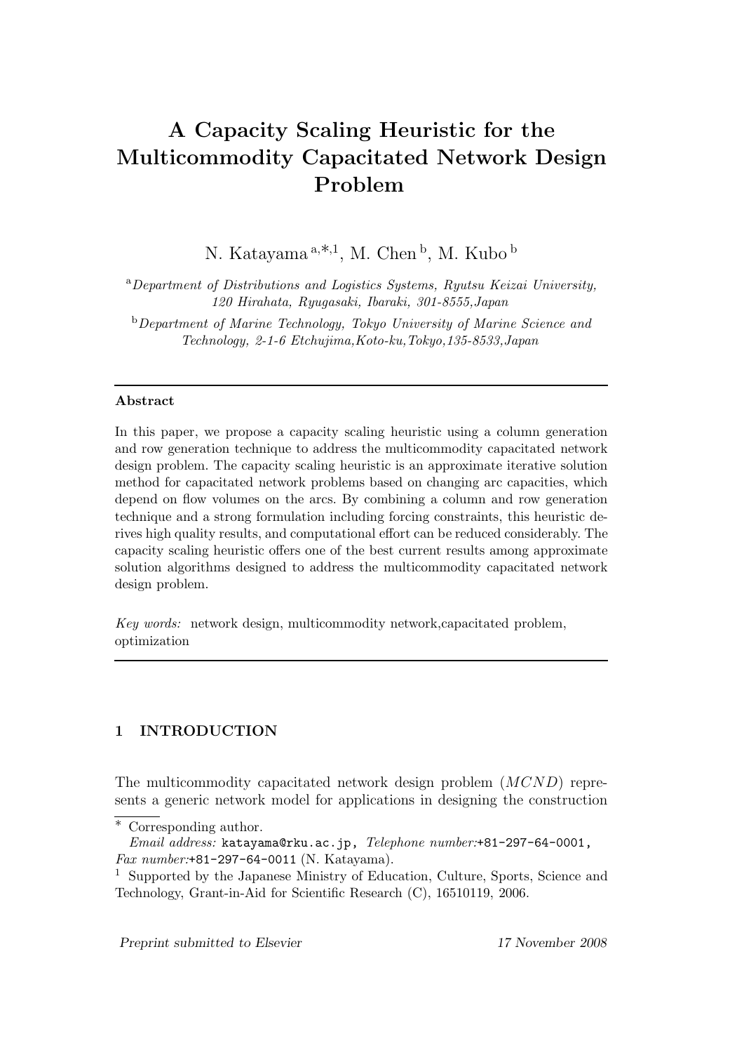// Title page of the preprint; footer "Preprint submitted to Elsevier 17 November 2008" omitted as page metadata.

# A Capacity Scaling Heuristic for the Multicommodity Capacitated Network Design Problem

N. Katayama [a,*,1], M. Chen [b], M. Kubo [b]

[a] *Department of Distributions and Logistics Systems, Ryutsu Keizai University, 120 Hirahata, Ryugasaki, Ibaraki, 301-8555,Japan*

[b] *Department of Marine Technology, Tokyo University of Marine Science and Technology, 2-1-6 Etchujima,Koto-ku,Tokyo,135-8533,Japan*

---

**Abstract**

In this paper, we propose a capacity scaling heuristic using a column generation and row generation technique to address the multicommodity capacitated network design problem. The capacity scaling heuristic is an approximate iterative solution method for capacitated network problems based on changing arc capacities, which depend on flow volumes on the arcs. By combining a column and row generation technique and a strong formulation including forcing constraints, this heuristic derives high quality results, and computational effort can be reduced considerably. The capacity scaling heuristic offers one of the best current results among approximate solution algorithms designed to address the multicommodity capacitated network design problem.

*Key words:* network design, multicommodity network,capacitated problem, optimization

---

## 1 INTRODUCTION

The multicommodity capacitated network design problem ($MCND$) represents a generic network model for applications in designing the construction

---

\* Corresponding author.
*Email address:* `katayama@rku.ac.jp`, *Telephone number:*`+81-297-64-0001`, *Fax number:*`+81-297-64-0011` (N. Katayama).

[1] Supported by the Japanese Ministry of Education, Culture, Sports, Science and Technology, Grant-in-Aid for Scientific Research (C), 16510119, 2006.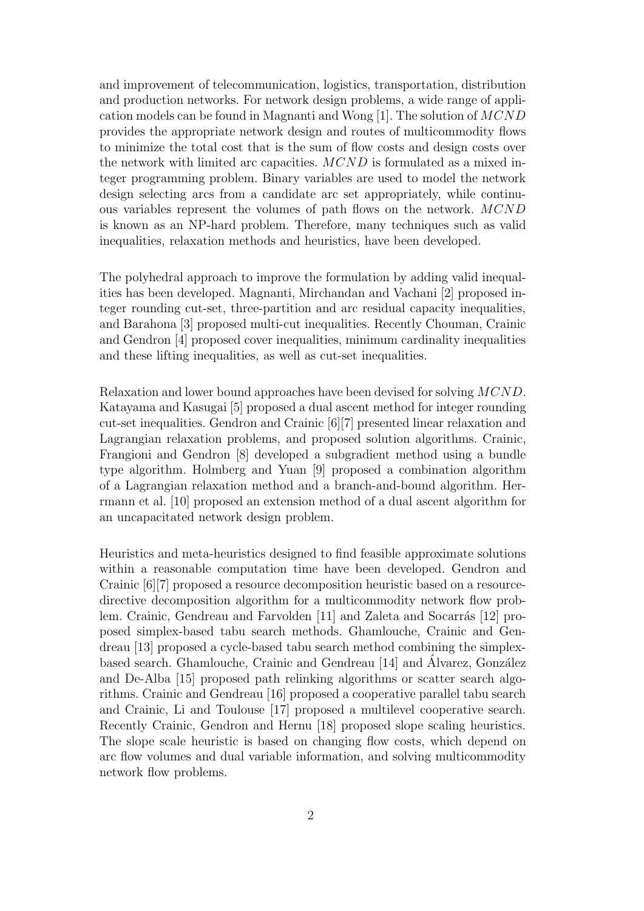and improvement of telecommunication, logistics, transportation, distribution and production networks. For network design problems, a wide range of application models can be found in Magnanti and Wong [1]. The solution of $MCND$ provides the appropriate network design and routes of multicommodity flows to minimize the total cost that is the sum of flow costs and design costs over the network with limited arc capacities. $MCND$ is formulated as a mixed integer programming problem. Binary variables are used to model the network design selecting arcs from a candidate arc set appropriately, while continuous variables represent the volumes of path flows on the network. $MCND$ is known as an NP-hard problem. Therefore, many techniques such as valid inequalities, relaxation methods and heuristics, have been developed.

The polyhedral approach to improve the formulation by adding valid inequalities has been developed. Magnanti, Mirchandan and Vachani [2] proposed integer rounding cut-set, three-partition and arc residual capacity inequalities, and Barahona [3] proposed multi-cut inequalities. Recently Chouman, Crainic and Gendron [4] proposed cover inequalities, minimum cardinality inequalities and these lifting inequalities, as well as cut-set inequalities.

Relaxation and lower bound approaches have been devised for solving $MCND$. Katayama and Kasugai [5] proposed a dual ascent method for integer rounding cut-set inequalities. Gendron and Crainic [6][7] presented linear relaxation and Lagrangian relaxation problems, and proposed solution algorithms. Crainic, Frangioni and Gendron [8] developed a subgradient method using a bundle type algorithm. Holmberg and Yuan [9] proposed a combination algorithm of a Lagrangian relaxation method and a branch-and-bound algorithm. Herrmann et al. [10] proposed an extension method of a dual ascent algorithm for an uncapacitated network design problem.

Heuristics and meta-heuristics designed to find feasible approximate solutions within a reasonable computation time have been developed. Gendron and Crainic [6][7] proposed a resource decomposition heuristic based on a resource-directive decomposition algorithm for a multicommodity network flow problem. Crainic, Gendreau and Farvolden [11] and Zaleta and Socarrás [12] proposed simplex-based tabu search methods. Ghamlouche, Crainic and Gendreau [13] proposed a cycle-based tabu search method combining the simplex-based search. Ghamlouche, Crainic and Gendreau [14] and Álvarez, González and De-Alba [15] proposed path relinking algorithms or scatter search algorithms. Crainic and Gendreau [16] proposed a cooperative parallel tabu search and Crainic, Li and Toulouse [17] proposed a multilevel cooperative search. Recently Crainic, Gendron and Hernu [18] proposed slope scaling heuristics. The slope scale heuristic is based on changing flow costs, which depend on arc flow volumes and dual variable information, and solving multicommodity network flow problems.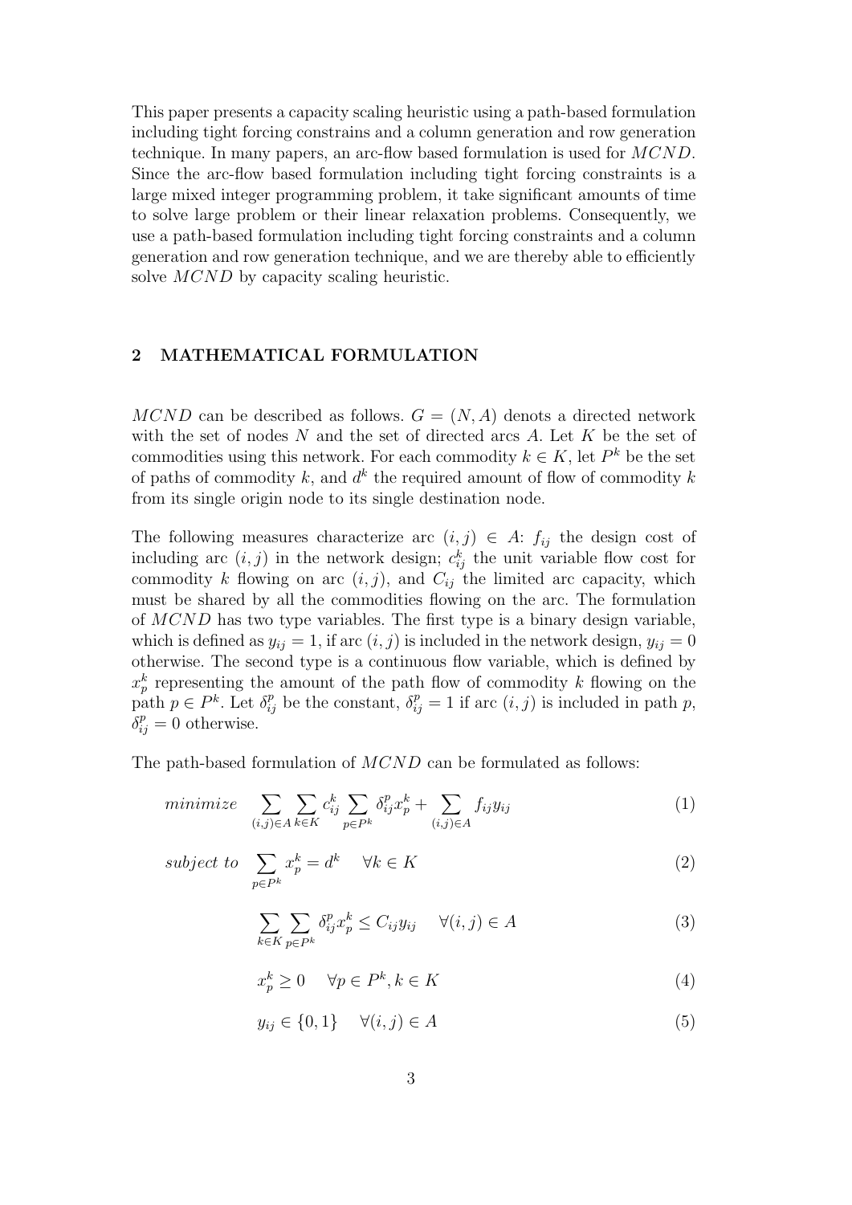This paper presents a capacity scaling heuristic using a path-based formulation including tight forcing constrains and a column generation and row generation technique. In many papers, an arc-flow based formulation is used for $MCND$. Since the arc-flow based formulation including tight forcing constraints is a large mixed integer programming problem, it take significant amounts of time to solve large problem or their linear relaxation problems. Consequently, we use a path-based formulation including tight forcing constraints and a column generation and row generation technique, and we are thereby able to efficiently solve $MCND$ by capacity scaling heuristic.

## 2 MATHEMATICAL FORMULATION

$MCND$ can be described as follows. $G = (N, A)$ denots a directed network with the set of nodes $N$ and the set of directed arcs $A$. Let $K$ be the set of commodities using this network. For each commodity $k \in K$, let $P^k$ be the set of paths of commodity $k$, and $d^k$ the required amount of flow of commodity $k$ from its single origin node to its single destination node.

The following measures characterize arc $(i, j) \in A$: $f_{ij}$ the design cost of including arc $(i, j)$ in the network design; $c^k_{ij}$ the unit variable flow cost for commodity $k$ flowing on arc $(i, j)$, and $C_{ij}$ the limited arc capacity, which must be shared by all the commodities flowing on the arc. The formulation of $MCND$ has two type variables. The first type is a binary design variable, which is defined as $y_{ij} = 1$, if arc $(i, j)$ is included in the network design, $y_{ij} = 0$ otherwise. The second type is a continuous flow variable, which is defined by $x^k_p$ representing the amount of the path flow of commodity $k$ flowing on the path $p \in P^k$. Let $\delta^p_{ij}$ be the constant, $\delta^p_{ij} = 1$ if arc $(i, j)$ is included in path $p$, $\delta^p_{ij} = 0$ otherwise.

The path-based formulation of $MCND$ can be formulated as follows:

$$minimize \quad \sum_{(i,j)\in A} \sum_{k\in K} c^k_{ij} \sum_{p\in P^k} \delta^p_{ij} x^k_p + \sum_{(i,j)\in A} f_{ij} y_{ij} \tag{1}$$

$$subject\ to \quad \sum_{p\in P^k} x^k_p = d^k \quad \forall k \in K \tag{2}$$

$$\sum_{k\in K} \sum_{p\in P^k} \delta^p_{ij} x^k_p \leq C_{ij} y_{ij} \quad \forall (i,j) \in A \tag{3}$$

$$x^k_p \geq 0 \quad \forall p \in P^k, k \in K \tag{4}$$

$$y_{ij} \in \{0, 1\} \quad \forall (i,j) \in A \tag{5}$$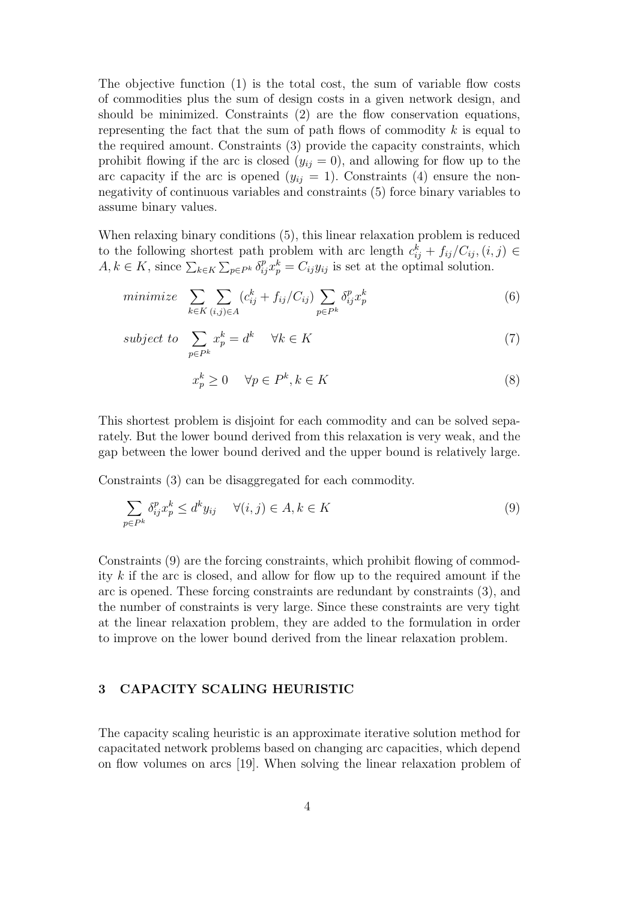The objective function (1) is the total cost, the sum of variable flow costs of commodities plus the sum of design costs in a given network design, and should be minimized. Constraints (2) are the flow conservation equations, representing the fact that the sum of path flows of commodity $k$ is equal to the required amount. Constraints (3) provide the capacity constraints, which prohibit flowing if the arc is closed ($y_{ij} = 0$), and allowing for flow up to the arc capacity if the arc is opened ($y_{ij} = 1$). Constraints (4) ensure the non-negativity of continuous variables and constraints (5) force binary variables to assume binary values.

When relaxing binary conditions (5), this linear relaxation problem is reduced to the following shortest path problem with arc length $c_{ij}^k + f_{ij}/C_{ij}, (i,j) \in A, k \in K$, since $\sum_{k \in K} \sum_{p \in P^k} \delta_{ij}^p x_p^k = C_{ij} y_{ij}$ is set at the optimal solution.

$$minimize \quad \sum_{k \in K} \sum_{(i,j) \in A} (c_{ij}^k + f_{ij}/C_{ij}) \sum_{p \in P^k} \delta_{ij}^p x_p^k \tag{6}$$

$$subject\ to \quad \sum_{p \in P^k} x_p^k = d^k \quad \forall k \in K \tag{7}$$

$$x_p^k \geq 0 \quad \forall p \in P^k, k \in K \tag{8}$$

This shortest problem is disjoint for each commodity and can be solved separately. But the lower bound derived from this relaxation is very weak, and the gap between the lower bound derived and the upper bound is relatively large.

Constraints (3) can be disaggregated for each commodity.

$$\sum_{p \in P^k} \delta_{ij}^p x_p^k \leq d^k y_{ij} \quad \forall (i,j) \in A, k \in K \tag{9}$$

Constraints (9) are the forcing constraints, which prohibit flowing of commodity $k$ if the arc is closed, and allow for flow up to the required amount if the arc is opened. These forcing constraints are redundant by constraints (3), and the number of constraints is very large. Since these constraints are very tight at the linear relaxation problem, they are added to the formulation in order to improve on the lower bound derived from the linear relaxation problem.

## 3 CAPACITY SCALING HEURISTIC

The capacity scaling heuristic is an approximate iterative solution method for capacitated network problems based on changing arc capacities, which depend on flow volumes on arcs [19]. When solving the linear relaxation problem of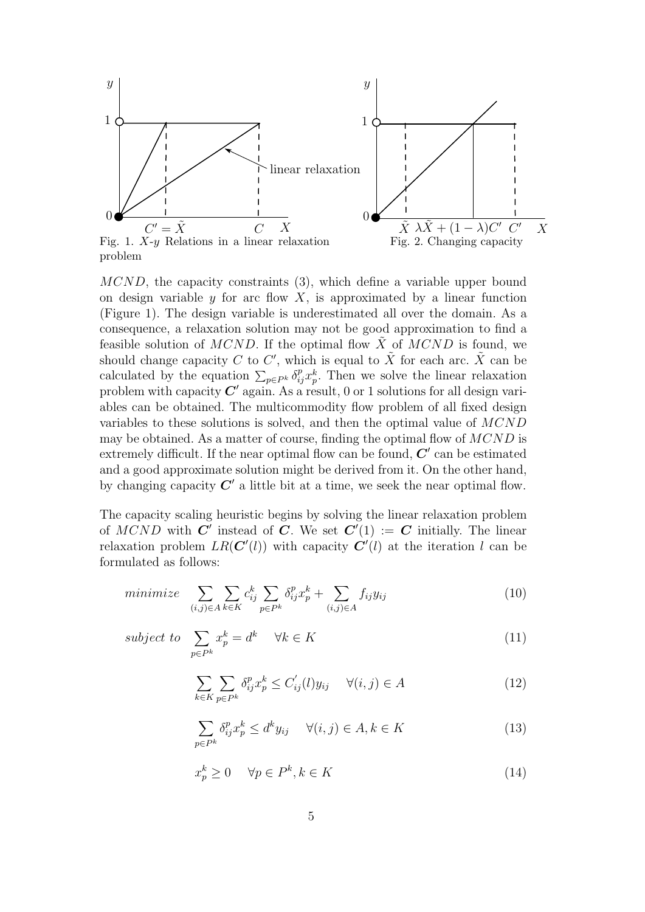Fig. 1. $X$-$y$ Relations in a linear relaxation problem

Fig. 2. Changing capacity

$MCND$, the capacity constraints (3), which define a variable upper bound on design variable $y$ for arc flow $X$, is approximated by a linear function (Figure 1). The design variable is underestimated all over the domain. As a consequence, a relaxation solution may not be good approximation to find a feasible solution of $MCND$. If the optimal flow $\tilde{X}$ of $MCND$ is found, we should change capacity $C$ to $C'$, which is equal to $\tilde{X}$ for each arc. $\tilde{X}$ can be calculated by the equation $\sum_{p \in P^k} \delta_{ij}^p x_p^k$. Then we solve the linear relaxation problem with capacity $\boldsymbol{C'}$ again. As a result, 0 or 1 solutions for all design variables can be obtained. The multicommodity flow problem of all fixed design variables to these solutions is solved, and then the optimal value of $MCND$ may be obtained. As a matter of course, finding the optimal flow of $MCND$ is extremely difficult. If the near optimal flow can be found, $\boldsymbol{C'}$ can be estimated and a good approximate solution might be derived from it. On the other hand, by changing capacity $\boldsymbol{C'}$ a little bit at a time, we seek the near optimal flow.

The capacity scaling heuristic begins by solving the linear relaxation problem of $MCND$ with $\boldsymbol{C'}$ instead of $\boldsymbol{C}$. We set $\boldsymbol{C'}(1) := \boldsymbol{C}$ initially. The linear relaxation problem $LR(\boldsymbol{C'}(l))$ with capacity $\boldsymbol{C'}(l)$ at the iteration $l$ can be formulated as follows:

$$minimize \quad \sum_{(i,j) \in A} \sum_{k \in K} c_{ij}^k \sum_{p \in P^k} \delta_{ij}^p x_p^k + \sum_{(i,j) \in A} f_{ij} y_{ij} \tag{10}$$

$$subject\ to \quad \sum_{p \in P^k} x_p^k = d^k \quad \forall k \in K \tag{11}$$

$$\sum_{k \in K} \sum_{p \in P^k} \delta_{ij}^p x_p^k \leq C_{ij}'(l) y_{ij} \quad \forall (i,j) \in A \tag{12}$$

$$\sum_{p \in P^k} \delta_{ij}^p x_p^k \leq d^k y_{ij} \quad \forall (i,j) \in A, k \in K \tag{13}$$

$$x_p^k \geq 0 \quad \forall p \in P^k, k \in K \tag{14}$$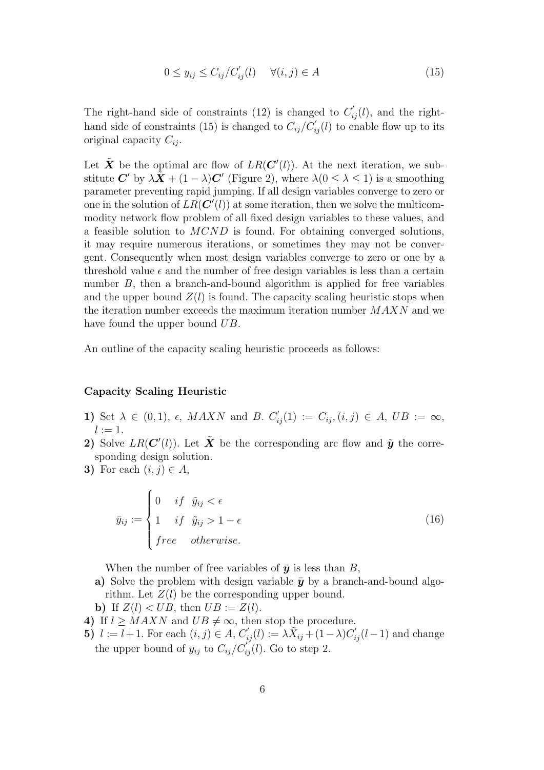$$0 \leq y_{ij} \leq C_{ij}/C'_{ij}(l) \quad \forall (i,j) \in A \tag{15}$$

The right-hand side of constraints (12) is changed to $C'_{ij}(l)$, and the right-hand side of constraints (15) is changed to $C_{ij}/C'_{ij}(l)$ to enable flow up to its original capacity $C_{ij}$.

Let $\tilde{\boldsymbol{X}}$ be the optimal arc flow of $LR(\boldsymbol{C'}(l))$. At the next iteration, we substitute $\boldsymbol{C'}$ by $\lambda\tilde{\boldsymbol{X}} + (1-\lambda)\boldsymbol{C'}$ (Figure 2), where $\lambda (0 \leq \lambda \leq 1)$ is a smoothing parameter preventing rapid jumping. If all design variables converge to zero or one in the solution of $LR(\boldsymbol{C'}(l))$ at some iteration, then we solve the multicommodity network flow problem of all fixed design variables to these values, and a feasible solution to $MCND$ is found. For obtaining converged solutions, it may require numerous iterations, or sometimes they may not be convergent. Consequently when most design variables converge to zero or one by a threshold value $\epsilon$ and the number of free design variables is less than a certain number $B$, then a branch-and-bound algorithm is applied for free variables and the upper bound $Z(l)$ is found. The capacity scaling heuristic stops when the iteration number exceeds the maximum iteration number $MAXN$ and we have found the upper bound $UB$.

An outline of the capacity scaling heuristic proceeds as follows:

**Capacity Scaling Heuristic**

**1)** Set $\lambda \in (0,1)$, $\epsilon$, $MAXN$ and $B$. $C'_{ij}(1) := C_{ij}, (i,j) \in A$, $UB := \infty$, $l := 1$.

**2)** Solve $LR(\boldsymbol{C'}(l))$. Let $\tilde{\boldsymbol{X}}$ be the corresponding arc flow and $\tilde{\boldsymbol{y}}$ the corresponding design solution.

**3)** For each $(i,j) \in A$,

$$\bar{y}_{ij} := \begin{cases} 0 & if \quad \tilde{y}_{ij} < \epsilon \\ 1 & if \quad \tilde{y}_{ij} > 1-\epsilon \\ free & otherwise. \end{cases} \tag{16}$$

When the number of free variables of $\bar{\boldsymbol{y}}$ is less than $B$,

**a)** Solve the problem with design variable $\bar{\boldsymbol{y}}$ by a branch-and-bound algorithm. Let $Z(l)$ be the corresponding upper bound.

**b)** If $Z(l) < UB$, then $UB := Z(l)$.

**4)** If $l \geq MAXN$ and $UB \neq \infty$, then stop the procedure.

**5)** $l := l+1$. For each $(i,j) \in A$, $C'_{ij}(l) := \lambda\tilde{X}_{ij} + (1-\lambda)C'_{ij}(l-1)$ and change the upper bound of $y_{ij}$ to $C_{ij}/C'_{ij}(l)$. Go to step 2.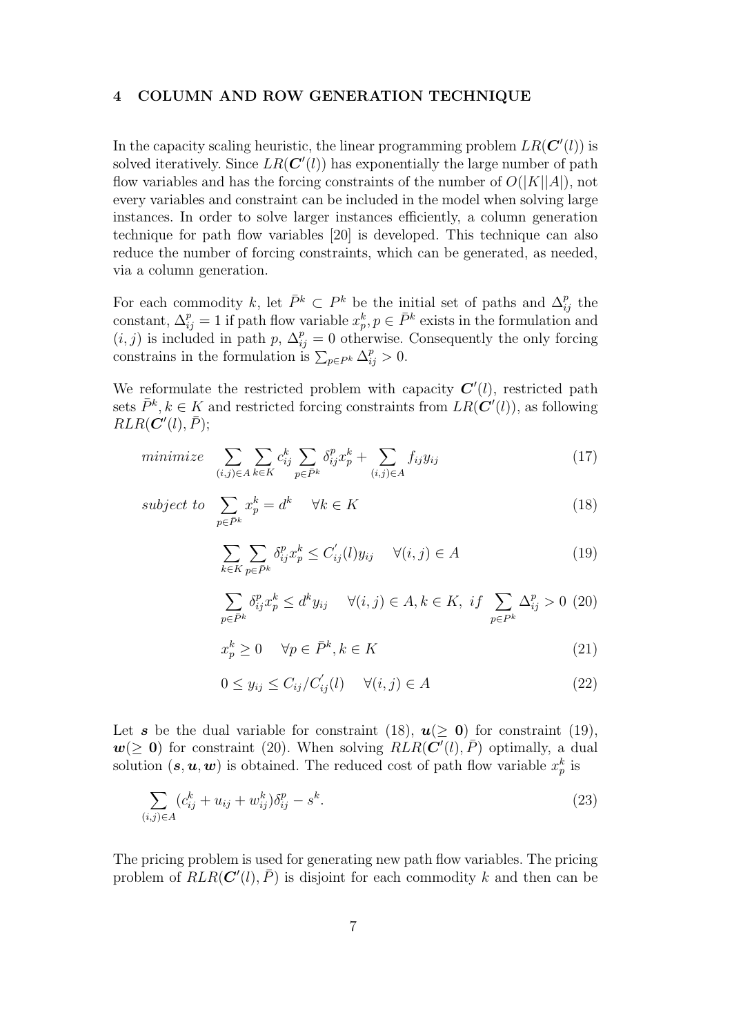## 4 COLUMN AND ROW GENERATION TECHNIQUE

In the capacity scaling heuristic, the linear programming problem $LR(\boldsymbol{C}'(l))$ is solved iteratively. Since $LR(\boldsymbol{C}'(l))$ has exponentially the large number of path flow variables and has the forcing constraints of the number of $O(|K||A|)$, not every variables and constraint can be included in the model when solving large instances. In order to solve larger instances efficiently, a column generation technique for path flow variables [20] is developed. This technique can also reduce the number of forcing constraints, which can be generated, as needed, via a column generation.

For each commodity $k$, let $\bar{P}^k \subset P^k$ be the initial set of paths and $\Delta_{ij}^p$ the constant, $\Delta_{ij}^p = 1$ if path flow variable $x_p^k, p \in \bar{P}^k$ exists in the formulation and $(i,j)$ is included in path $p$, $\Delta_{ij}^p = 0$ otherwise. Consequently the only forcing constrains in the formulation is $\sum_{p \in P^k} \Delta_{ij}^p > 0$.

We reformulate the restricted problem with capacity $\boldsymbol{C}'(l)$, restricted path sets $\bar{P}^k, k \in K$ and restricted forcing constraints from $LR(\boldsymbol{C}'(l))$, as following $RLR(\boldsymbol{C}'(l), \bar{P})$;

$$
minimize \quad \sum_{(i,j)\in A} \sum_{k \in K} c_{ij}^k \sum_{p \in \bar{P}^k} \delta_{ij}^p x_p^k + \sum_{(i,j)\in A} f_{ij} y_{ij} \tag{17}
$$

$$
subject\ to \quad \sum_{p \in \bar{P}^k} x_p^k = d^k \quad \forall k \in K \tag{18}
$$

$$
\sum_{k \in K} \sum_{p \in \bar{P}^k} \delta_{ij}^p x_p^k \le C_{ij}^{'}(l) y_{ij} \quad \forall (i,j) \in A \tag{19}
$$

$$
\sum_{p \in \bar{P}^k} \delta_{ij}^p x_p^k \le d^k y_{ij} \quad \forall (i,j) \in A, k \in K,\ if \sum_{p \in P^k} \Delta_{ij}^p > 0 \tag{20}
$$

$$
x_p^k \ge 0 \quad \forall p \in \bar{P}^k, k \in K \tag{21}
$$

$$
0 \le y_{ij} \le C_{ij}/C_{ij}^{'}(l) \quad \forall (i,j) \in A \tag{22}
$$

Let $\boldsymbol{s}$ be the dual variable for constraint (18), $\boldsymbol{u}(\ge \boldsymbol{0})$ for constraint (19), $\boldsymbol{w}(\ge \boldsymbol{0})$ for constraint (20). When solving $RLR(\boldsymbol{C}'(l), \bar{P})$ optimally, a dual solution $(\boldsymbol{s}, \boldsymbol{u}, \boldsymbol{w})$ is obtained. The reduced cost of path flow variable $x_p^k$ is

$$
\sum_{(i,j)\in A} (c_{ij}^k + u_{ij} + w_{ij}^k) \delta_{ij}^p - s^k. \tag{23}
$$

The pricing problem is used for generating new path flow variables. The pricing problem of $RLR(\boldsymbol{C}'(l), \bar{P})$ is disjoint for each commodity $k$ and then can be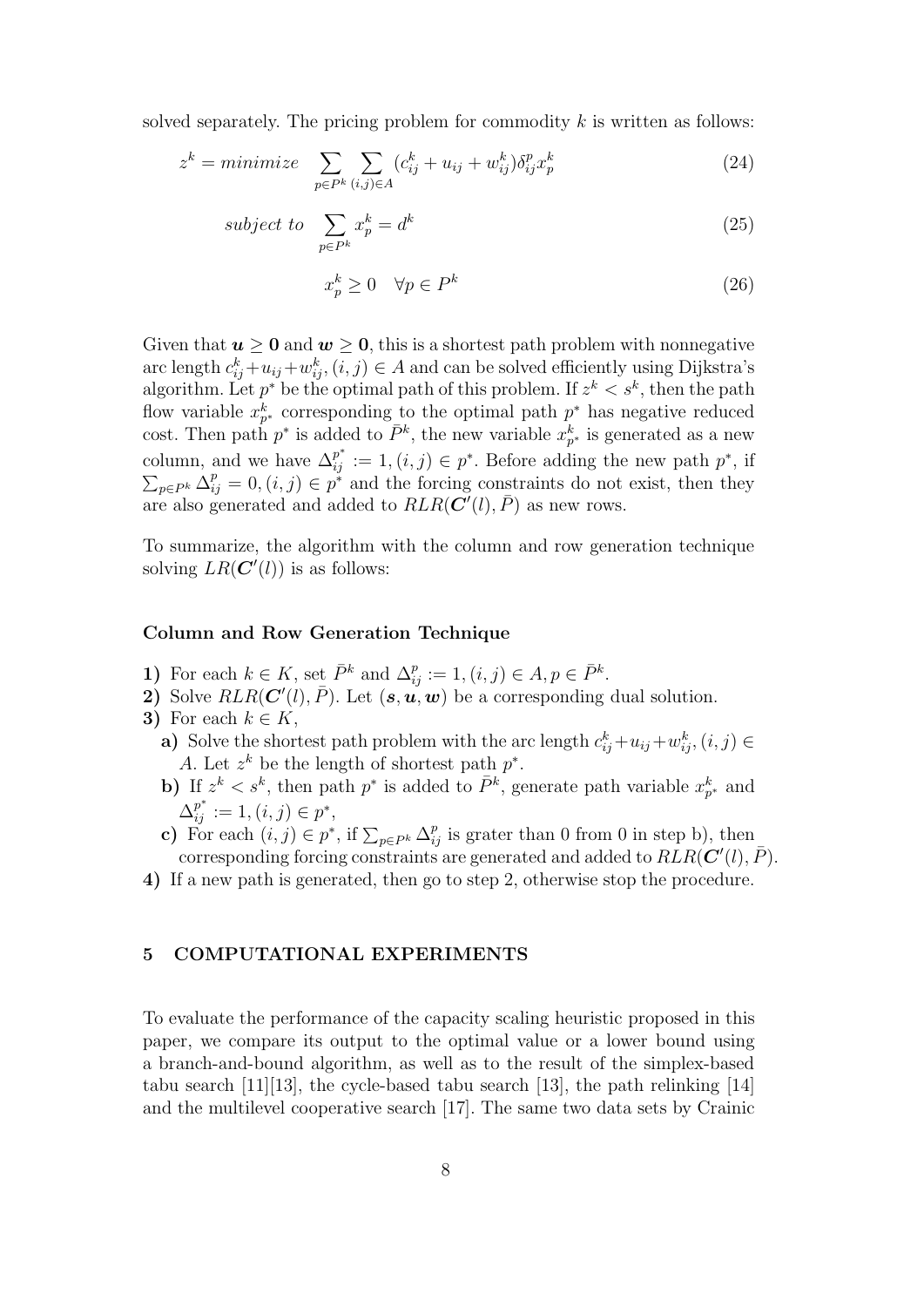solved separately. The pricing problem for commodity $k$ is written as follows:

$$z^k = \textit{minimize} \quad \sum_{p \in P^k} \sum_{(i,j) \in A} (c_{ij}^k + u_{ij} + w_{ij}^k) \delta_{ij}^p x_p^k \tag{24}$$

$$\textit{subject to} \quad \sum_{p \in P^k} x_p^k = d^k \tag{25}$$

$$x_p^k \geq 0 \quad \forall p \in P^k \tag{26}$$

Given that $\boldsymbol{u} \geq \boldsymbol{0}$ and $\boldsymbol{w} \geq \boldsymbol{0}$, this is a shortest path problem with nonnegative arc length $c_{ij}^k + u_{ij} + w_{ij}^k, (i,j) \in A$ and can be solved efficiently using Dijkstra's algorithm. Let $p^*$ be the optimal path of this problem. If $z^k < s^k$, then the path flow variable $x_{p^*}^k$ corresponding to the optimal path $p^*$ has negative reduced cost. Then path $p^*$ is added to $\bar{P}^k$, the new variable $x_{p^*}^k$ is generated as a new column, and we have $\Delta_{ij}^{p^*} := 1, (i,j) \in p^*$. Before adding the new path $p^*$, if $\sum_{p \in P^k} \Delta_{ij}^p = 0, (i,j) \in p^*$ and the forcing constraints do not exist, then they are also generated and added to $RLR(\boldsymbol{C}'(l), \bar{P})$ as new rows.

To summarize, the algorithm with the column and row generation technique solving $LR(\boldsymbol{C}'(l))$ is as follows:

### Column and Row Generation Technique

**1)** For each $k \in K$, set $\bar{P}^k$ and $\Delta_{ij}^p := 1, (i,j) \in A, p \in \bar{P}^k$.

**2)** Solve $RLR(\boldsymbol{C}'(l), \bar{P})$. Let $(\boldsymbol{s}, \boldsymbol{u}, \boldsymbol{w})$ be a corresponding dual solution.

**3)** For each $k \in K$,

- **a)** Solve the shortest path problem with the arc length $c_{ij}^k + u_{ij} + w_{ij}^k, (i,j) \in A$. Let $z^k$ be the length of shortest path $p^*$.
- **b)** If $z^k < s^k$, then path $p^*$ is added to $\bar{P}^k$, generate path variable $x_{p^*}^k$ and $\Delta_{ij}^{p^*} := 1, (i,j) \in p^*$,
- **c)** For each $(i,j) \in p^*$, if $\sum_{p \in P^k} \Delta_{ij}^p$ is grater than 0 from 0 in step b), then corresponding forcing constraints are generated and added to $RLR(\boldsymbol{C}'(l), \bar{P})$.

**4)** If a new path is generated, then go to step 2, otherwise stop the procedure.

## 5 COMPUTATIONAL EXPERIMENTS

To evaluate the performance of the capacity scaling heuristic proposed in this paper, we compare its output to the optimal value or a lower bound using a branch-and-bound algorithm, as well as to the result of the simplex-based tabu search [11][13], the cycle-based tabu search [13], the path relinking [14] and the multilevel cooperative search [17]. The same two data sets by Crainic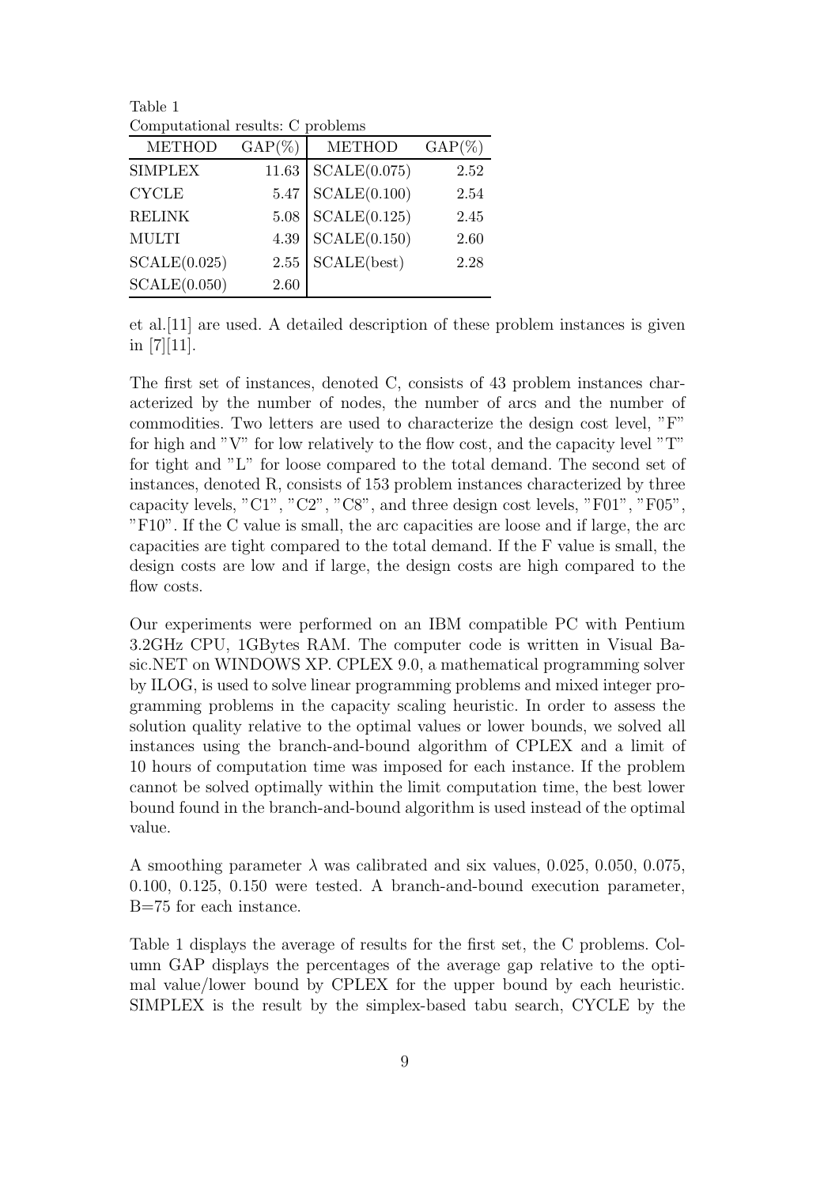Table 1
Computational results: C problems

| METHOD | GAP(%) | METHOD | GAP(%) |
|---|---|---|---|
| SIMPLEX | 11.63 | SCALE(0.075) | 2.52 |
| CYCLE | 5.47 | SCALE(0.100) | 2.54 |
| RELINK | 5.08 | SCALE(0.125) | 2.45 |
| MULTI | 4.39 | SCALE(0.150) | 2.60 |
| SCALE(0.025) | 2.55 | SCALE(best) | 2.28 |
| SCALE(0.050) | 2.60 | | |

et al.[11] are used. A detailed description of these problem instances is given in [7][11].

The first set of instances, denoted C, consists of 43 problem instances characterized by the number of nodes, the number of arcs and the number of commodities. Two letters are used to characterize the design cost level, "F" for high and "V" for low relatively to the flow cost, and the capacity level "T" for tight and "L" for loose compared to the total demand. The second set of instances, denoted R, consists of 153 problem instances characterized by three capacity levels, "C1", "C2", "C8", and three design cost levels, "F01", "F05", "F10". If the C value is small, the arc capacities are loose and if large, the arc capacities are tight compared to the total demand. If the F value is small, the design costs are low and if large, the design costs are high compared to the flow costs.

Our experiments were performed on an IBM compatible PC with Pentium 3.2GHz CPU, 1GBytes RAM. The computer code is written in Visual Basic.NET on WINDOWS XP. CPLEX 9.0, a mathematical programming solver by ILOG, is used to solve linear programming problems and mixed integer programming problems in the capacity scaling heuristic. In order to assess the solution quality relative to the optimal values or lower bounds, we solved all instances using the branch-and-bound algorithm of CPLEX and a limit of 10 hours of computation time was imposed for each instance. If the problem cannot be solved optimally within the limit computation time, the best lower bound found in the branch-and-bound algorithm is used instead of the optimal value.

A smoothing parameter $\lambda$ was calibrated and six values, 0.025, 0.050, 0.075, 0.100, 0.125, 0.150 were tested. A branch-and-bound execution parameter, B=75 for each instance.

Table 1 displays the average of results for the first set, the C problems. Column GAP displays the percentages of the average gap relative to the optimal value/lower bound by CPLEX for the upper bound by each heuristic. SIMPLEX is the result by the simplex-based tabu search, CYCLE by the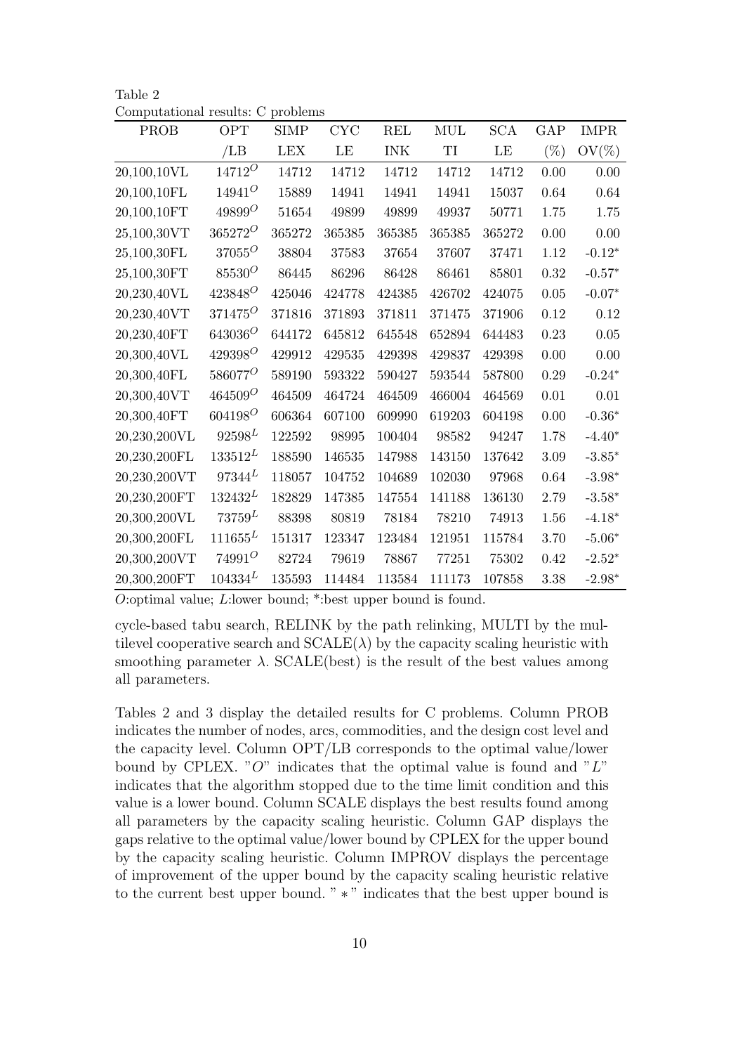Table 2
Computational results: C problems

| PROB | OPT /LB | SIMP LEX | CYC LE | REL INK | MUL TI | SCA LE | GAP (%) | IMPR OV(%) |
|---|---|---|---|---|---|---|---|---|
| 20,100,10VL | $14712^O$ | 14712 | 14712 | 14712 | 14712 | 14712 | 0.00 | 0.00 |
| 20,100,10FL | $14941^O$ | 15889 | 14941 | 14941 | 14941 | 15037 | 0.64 | 0.64 |
| 20,100,10FT | $49899^O$ | 51654 | 49899 | 49899 | 49937 | 50771 | 1.75 | 1.75 |
| 25,100,30VT | $365272^O$ | 365272 | 365385 | 365385 | 365385 | 365272 | 0.00 | 0.00 |
| 25,100,30FL | $37055^O$ | 38804 | 37583 | 37654 | 37607 | 37471 | 1.12 | -0.12* |
| 25,100,30FT | $85530^O$ | 86445 | 86296 | 86428 | 86461 | 85801 | 0.32 | -0.57* |
| 20,230,40VL | $423848^O$ | 425046 | 424778 | 424385 | 426702 | 424075 | 0.05 | -0.07* |
| 20,230,40VT | $371475^O$ | 371816 | 371893 | 371811 | 371475 | 371906 | 0.12 | 0.12 |
| 20,230,40FT | $643036^O$ | 644172 | 645812 | 645548 | 652894 | 644483 | 0.23 | 0.05 |
| 20,300,40VL | $429398^O$ | 429912 | 429535 | 429398 | 429837 | 429398 | 0.00 | 0.00 |
| 20,300,40FL | $586077^O$ | 589190 | 593322 | 590427 | 593544 | 587800 | 0.29 | -0.24* |
| 20,300,40VT | $464509^O$ | 464509 | 464724 | 464509 | 466004 | 464569 | 0.01 | 0.01 |
| 20,300,40FT | $604198^O$ | 606364 | 607100 | 609990 | 619203 | 604198 | 0.00 | -0.36* |
| 20,230,200VL | $92598^L$ | 122592 | 98995 | 100404 | 98582 | 94247 | 1.78 | -4.40* |
| 20,230,200FL | $133512^L$ | 188590 | 146535 | 147988 | 143150 | 137642 | 3.09 | -3.85* |
| 20,230,200VT | $97344^L$ | 118057 | 104752 | 104689 | 102030 | 97968 | 0.64 | -3.98* |
| 20,230,200FT | $132432^L$ | 182829 | 147385 | 147554 | 141188 | 136130 | 2.79 | -3.58* |
| 20,300,200VL | $73759^L$ | 88398 | 80819 | 78184 | 78210 | 74913 | 1.56 | -4.18* |
| 20,300,200FL | $111655^L$ | 151317 | 123347 | 123484 | 121951 | 115784 | 3.70 | -5.06* |
| 20,300,200VT | $74991^O$ | 82724 | 79619 | 78867 | 77251 | 75302 | 0.42 | -2.52* |
| 20,300,200FT | $104334^L$ | 135593 | 114484 | 113584 | 111173 | 107858 | 3.38 | -2.98* |

$O$:optimal value; $L$:lower bound; *:best upper bound is found.

cycle-based tabu search, RELINK by the path relinking, MULTI by the multilevel cooperative search and SCALE($\lambda$) by the capacity scaling heuristic with smoothing parameter $\lambda$. SCALE(best) is the result of the best values among all parameters.

Tables 2 and 3 display the detailed results for C problems. Column PROB indicates the number of nodes, arcs, commodities, and the design cost level and the capacity level. Column OPT/LB corresponds to the optimal value/lower bound by CPLEX. "$O$" indicates that the optimal value is found and "$L$" indicates that the algorithm stopped due to the time limit condition and this value is a lower bound. Column SCALE displays the best results found among all parameters by the capacity scaling heuristic. Column GAP displays the gaps relative to the optimal value/lower bound by CPLEX for the upper bound by the capacity scaling heuristic. Column IMPROV displays the percentage of improvement of the upper bound by the capacity scaling heuristic relative to the current best upper bound. "$*$" indicates that the best upper bound is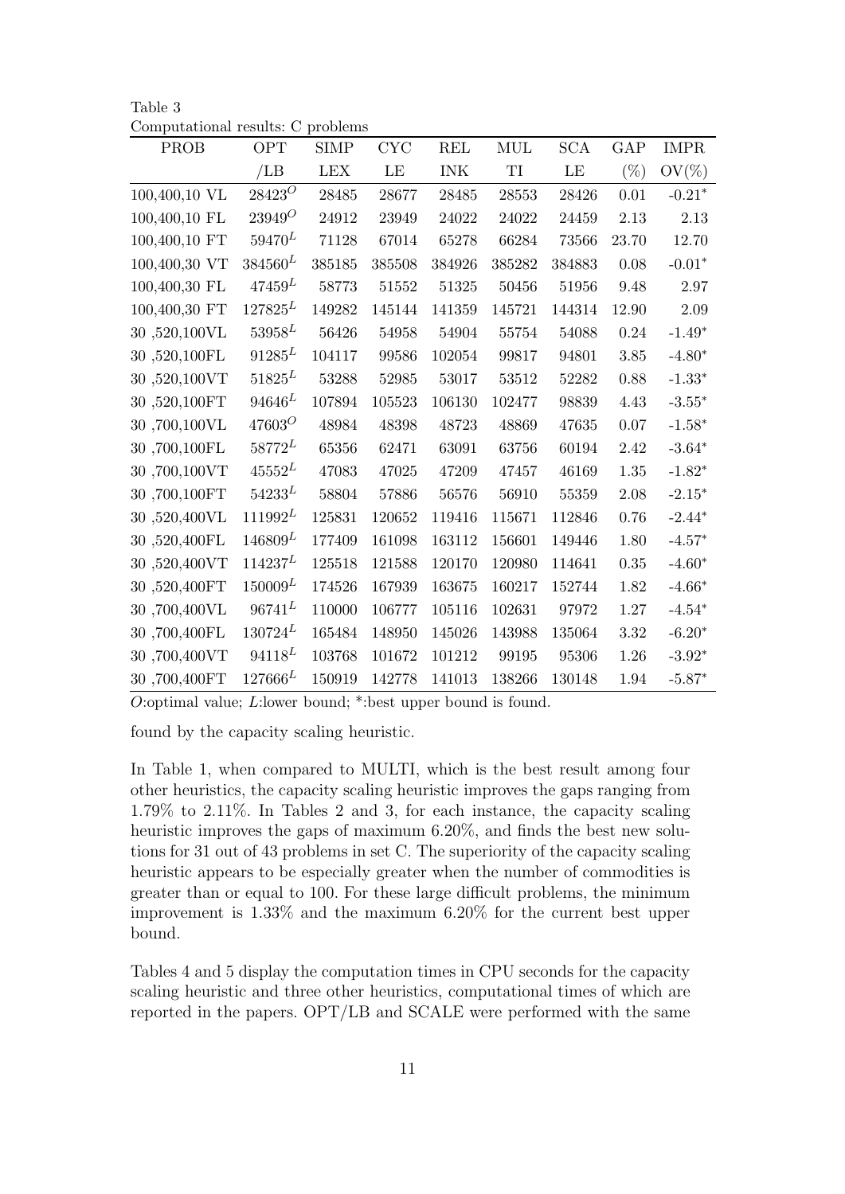Table 3
Computational results: C problems

| PROB | OPT /LB | SIMP LEX | CYC LE | REL INK | MUL TI | SCA LE | GAP (%) | IMPR OV(%) |
|---|---|---|---|---|---|---|---|---|
| 100,400,10 VL | $28423^O$ | 28485 | 28677 | 28485 | 28553 | 28426 | 0.01 | -0.21* |
| 100,400,10 FL | $23949^O$ | 24912 | 23949 | 24022 | 24022 | 24459 | 2.13 | 2.13 |
| 100,400,10 FT | $59470^L$ | 71128 | 67014 | 65278 | 66284 | 73566 | 23.70 | 12.70 |
| 100,400,30 VT | $384560^L$ | 385185 | 385508 | 384926 | 385282 | 384883 | 0.08 | -0.01* |
| 100,400,30 FL | $47459^L$ | 58773 | 51552 | 51325 | 50456 | 51956 | 9.48 | 2.97 |
| 100,400,30 FT | $127825^L$ | 149282 | 145144 | 141359 | 145721 | 144314 | 12.90 | 2.09 |
| 30 ,520,100VL | $53958^L$ | 56426 | 54958 | 54904 | 55754 | 54088 | 0.24 | -1.49* |
| 30 ,520,100FL | $91285^L$ | 104117 | 99586 | 102054 | 99817 | 94801 | 3.85 | -4.80* |
| 30 ,520,100VT | $51825^L$ | 53288 | 52985 | 53017 | 53512 | 52282 | 0.88 | -1.33* |
| 30 ,520,100FT | $94646^L$ | 107894 | 105523 | 106130 | 102477 | 98839 | 4.43 | -3.55* |
| 30 ,700,100VL | $47603^O$ | 48984 | 48398 | 48723 | 48869 | 47635 | 0.07 | -1.58* |
| 30 ,700,100FL | $58772^L$ | 65356 | 62471 | 63091 | 63756 | 60194 | 2.42 | -3.64* |
| 30 ,700,100VT | $45552^L$ | 47083 | 47025 | 47209 | 47457 | 46169 | 1.35 | -1.82* |
| 30 ,700,100FT | $54233^L$ | 58804 | 57886 | 56576 | 56910 | 55359 | 2.08 | -2.15* |
| 30 ,520,400VL | $111992^L$ | 125831 | 120652 | 119416 | 115671 | 112846 | 0.76 | -2.44* |
| 30 ,520,400FL | $146809^L$ | 177409 | 161098 | 163112 | 156601 | 149446 | 1.80 | -4.57* |
| 30 ,520,400VT | $114237^L$ | 125518 | 121588 | 120170 | 120980 | 114641 | 0.35 | -4.60* |
| 30 ,520,400FT | $150009^L$ | 174526 | 167939 | 163675 | 160217 | 152744 | 1.82 | -4.66* |
| 30 ,700,400VL | $96741^L$ | 110000 | 106777 | 105116 | 102631 | 97972 | 1.27 | -4.54* |
| 30 ,700,400FL | $130724^L$ | 165484 | 148950 | 145026 | 143988 | 135064 | 3.32 | -6.20* |
| 30 ,700,400VT | $94118^L$ | 103768 | 101672 | 101212 | 99195 | 95306 | 1.26 | -3.92* |
| 30 ,700,400FT | $127666^L$ | 150919 | 142778 | 141013 | 138266 | 130148 | 1.94 | -5.87* |

*O*:optimal value; *L*:lower bound; *:best upper bound is found.

found by the capacity scaling heuristic.

In Table 1, when compared to MULTI, which is the best result among four other heuristics, the capacity scaling heuristic improves the gaps ranging from 1.79% to 2.11%. In Tables 2 and 3, for each instance, the capacity scaling heuristic improves the gaps of maximum 6.20%, and finds the best new solutions for 31 out of 43 problems in set C. The superiority of the capacity scaling heuristic appears to be especially greater when the number of commodities is greater than or equal to 100. For these large difficult problems, the minimum improvement is 1.33% and the maximum 6.20% for the current best upper bound.

Tables 4 and 5 display the computation times in CPU seconds for the capacity scaling heuristic and three other heuristics, computational times of which are reported in the papers. OPT/LB and SCALE were performed with the same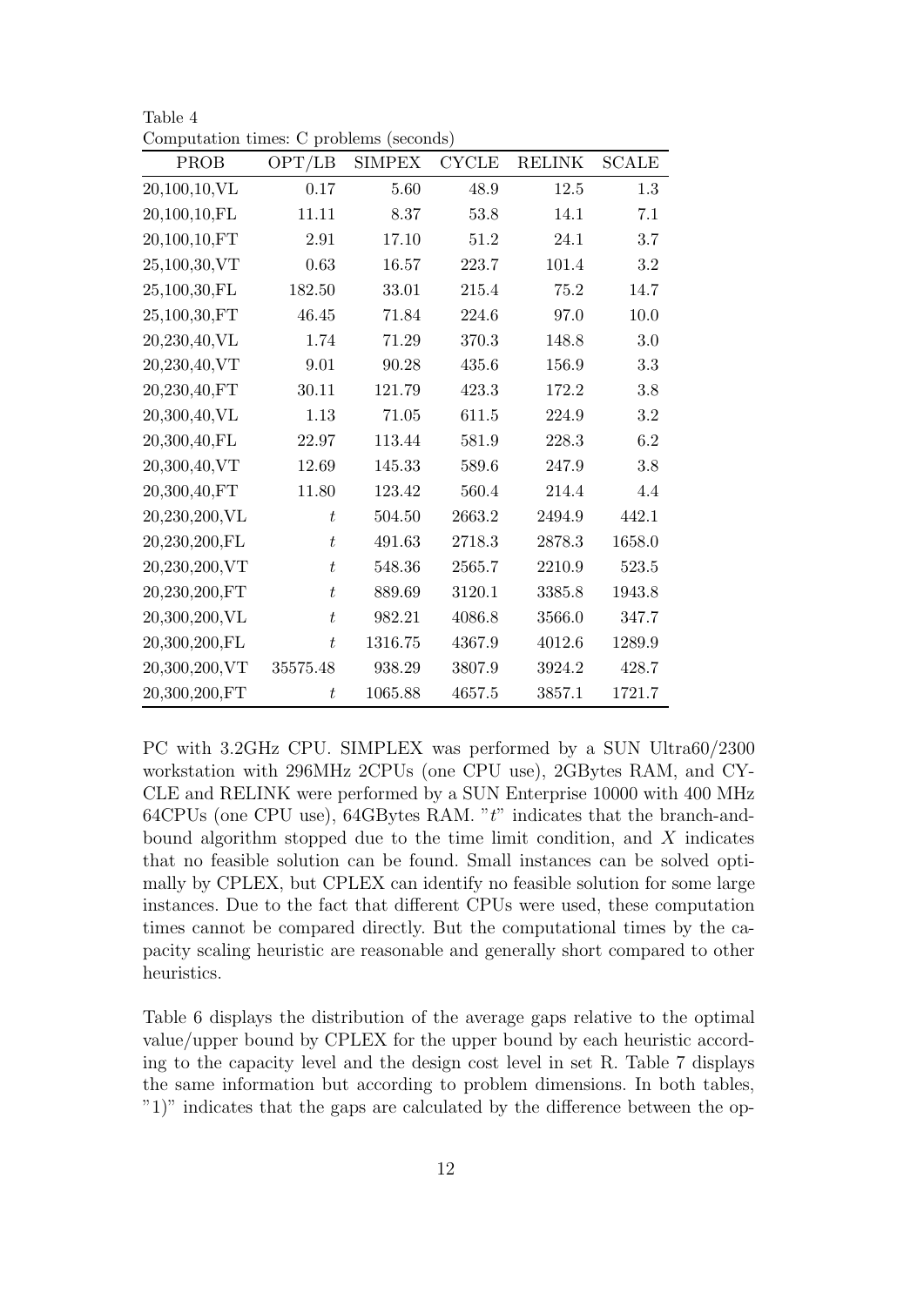Table 4
Computation times: C problems (seconds)

| PROB | OPT/LB | SIMPEX | CYCLE | RELINK | SCALE |
|---|---|---|---|---|---|
| 20,100,10,VL | 0.17 | 5.60 | 48.9 | 12.5 | 1.3 |
| 20,100,10,FL | 11.11 | 8.37 | 53.8 | 14.1 | 7.1 |
| 20,100,10,FT | 2.91 | 17.10 | 51.2 | 24.1 | 3.7 |
| 25,100,30,VT | 0.63 | 16.57 | 223.7 | 101.4 | 3.2 |
| 25,100,30,FL | 182.50 | 33.01 | 215.4 | 75.2 | 14.7 |
| 25,100,30,FT | 46.45 | 71.84 | 224.6 | 97.0 | 10.0 |
| 20,230,40,VL | 1.74 | 71.29 | 370.3 | 148.8 | 3.0 |
| 20,230,40,VT | 9.01 | 90.28 | 435.6 | 156.9 | 3.3 |
| 20,230,40,FT | 30.11 | 121.79 | 423.3 | 172.2 | 3.8 |
| 20,300,40,VL | 1.13 | 71.05 | 611.5 | 224.9 | 3.2 |
| 20,300,40,FL | 22.97 | 113.44 | 581.9 | 228.3 | 6.2 |
| 20,300,40,VT | 12.69 | 145.33 | 589.6 | 247.9 | 3.8 |
| 20,300,40,FT | 11.80 | 123.42 | 560.4 | 214.4 | 4.4 |
| 20,230,200,VL | $t$ | 504.50 | 2663.2 | 2494.9 | 442.1 |
| 20,230,200,FL | $t$ | 491.63 | 2718.3 | 2878.3 | 1658.0 |
| 20,230,200,VT | $t$ | 548.36 | 2565.7 | 2210.9 | 523.5 |
| 20,230,200,FT | $t$ | 889.69 | 3120.1 | 3385.8 | 1943.8 |
| 20,300,200,VL | $t$ | 982.21 | 4086.8 | 3566.0 | 347.7 |
| 20,300,200,FL | $t$ | 1316.75 | 4367.9 | 4012.6 | 1289.9 |
| 20,300,200,VT | 35575.48 | 938.29 | 3807.9 | 3924.2 | 428.7 |
| 20,300,200,FT | $t$ | 1065.88 | 4657.5 | 3857.1 | 1721.7 |

PC with 3.2GHz CPU. SIMPLEX was performed by a SUN Ultra60/2300 workstation with 296MHz 2CPUs (one CPU use), 2GBytes RAM, and CYCLE and RELINK were performed by a SUN Enterprise 10000 with 400 MHz 64CPUs (one CPU use), 64GBytes RAM. "$t$" indicates that the branch-and-bound algorithm stopped due to the time limit condition, and $X$ indicates that no feasible solution can be found. Small instances can be solved optimally by CPLEX, but CPLEX can identify no feasible solution for some large instances. Due to the fact that different CPUs were used, these computation times cannot be compared directly. But the computational times by the capacity scaling heuristic are reasonable and generally short compared to other heuristics.

Table 6 displays the distribution of the average gaps relative to the optimal value/upper bound by CPLEX for the upper bound by each heuristic according to the capacity level and the design cost level in set R. Table 7 displays the same information but according to problem dimensions. In both tables, "1)" indicates that the gaps are calculated by the difference between the op-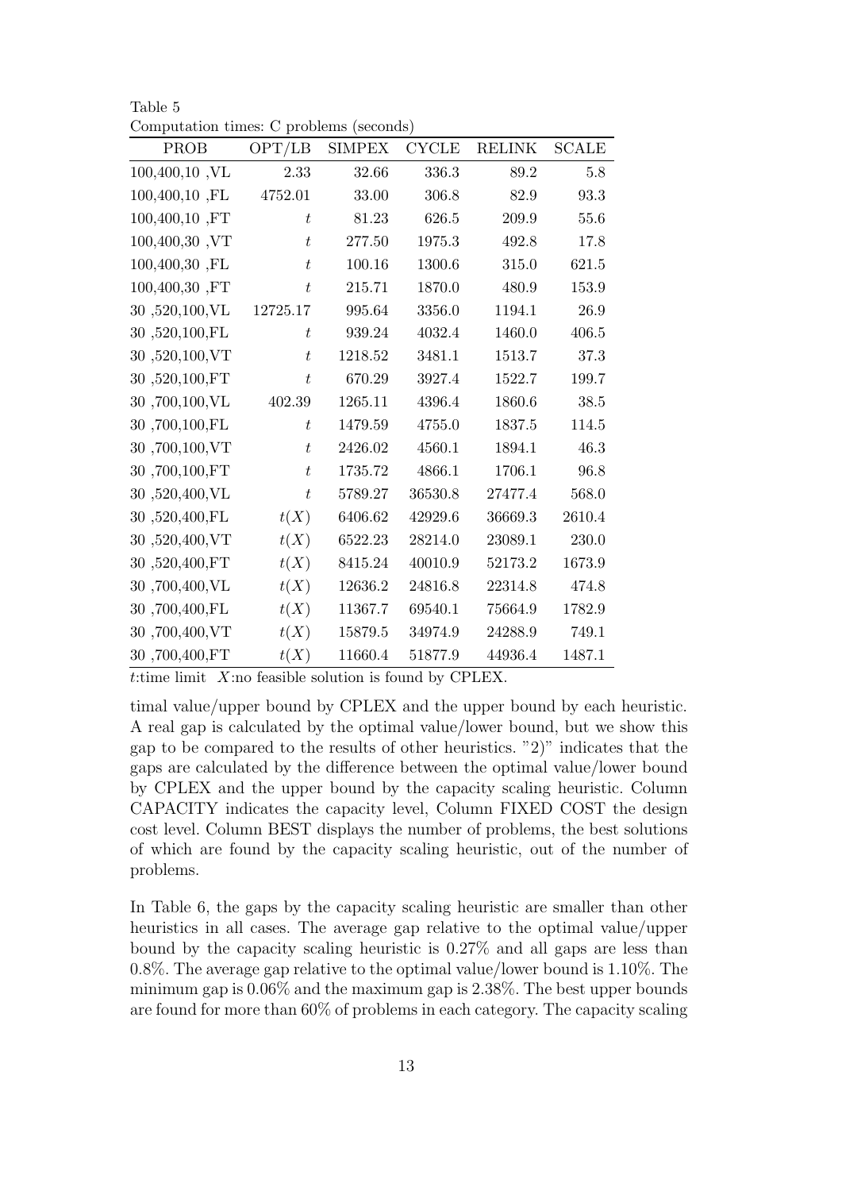Table 5
Computation times: C problems (seconds)

| PROB | OPT/LB | SIMPEX | CYCLE | RELINK | SCALE |
|---|---|---|---|---|---|
| 100,400,10 ,VL | 2.33 | 32.66 | 336.3 | 89.2 | 5.8 |
| 100,400,10 ,FL | 4752.01 | 33.00 | 306.8 | 82.9 | 93.3 |
| 100,400,10 ,FT | $t$ | 81.23 | 626.5 | 209.9 | 55.6 |
| 100,400,30 ,VT | $t$ | 277.50 | 1975.3 | 492.8 | 17.8 |
| 100,400,30 ,FL | $t$ | 100.16 | 1300.6 | 315.0 | 621.5 |
| 100,400,30 ,FT | $t$ | 215.71 | 1870.0 | 480.9 | 153.9 |
| 30 ,520,100,VL | 12725.17 | 995.64 | 3356.0 | 1194.1 | 26.9 |
| 30 ,520,100,FL | $t$ | 939.24 | 4032.4 | 1460.0 | 406.5 |
| 30 ,520,100,VT | $t$ | 1218.52 | 3481.1 | 1513.7 | 37.3 |
| 30 ,520,100,FT | $t$ | 670.29 | 3927.4 | 1522.7 | 199.7 |
| 30 ,700,100,VL | 402.39 | 1265.11 | 4396.4 | 1860.6 | 38.5 |
| 30 ,700,100,FL | $t$ | 1479.59 | 4755.0 | 1837.5 | 114.5 |
| 30 ,700,100,VT | $t$ | 2426.02 | 4560.1 | 1894.1 | 46.3 |
| 30 ,700,100,FT | $t$ | 1735.72 | 4866.1 | 1706.1 | 96.8 |
| 30 ,520,400,VL | $t$ | 5789.27 | 36530.8 | 27477.4 | 568.0 |
| 30 ,520,400,FL | $t(X)$ | 6406.62 | 42929.6 | 36669.3 | 2610.4 |
| 30 ,520,400,VT | $t(X)$ | 6522.23 | 28214.0 | 23089.1 | 230.0 |
| 30 ,520,400,FT | $t(X)$ | 8415.24 | 40010.9 | 52173.2 | 1673.9 |
| 30 ,700,400,VL | $t(X)$ | 12636.2 | 24816.8 | 22314.8 | 474.8 |
| 30 ,700,400,FL | $t(X)$ | 11367.7 | 69540.1 | 75664.9 | 1782.9 |
| 30 ,700,400,VT | $t(X)$ | 15879.5 | 34974.9 | 24288.9 | 749.1 |
| 30 ,700,400,FT | $t(X)$ | 11660.4 | 51877.9 | 44936.4 | 1487.1 |

$t$:time limit $X$:no feasible solution is found by CPLEX.

timal value/upper bound by CPLEX and the upper bound by each heuristic. A real gap is calculated by the optimal value/lower bound, but we show this gap to be compared to the results of other heuristics. "2)" indicates that the gaps are calculated by the difference between the optimal value/lower bound by CPLEX and the upper bound by the capacity scaling heuristic. Column CAPACITY indicates the capacity level, Column FIXED COST the design cost level. Column BEST displays the number of problems, the best solutions of which are found by the capacity scaling heuristic, out of the number of problems.

In Table 6, the gaps by the capacity scaling heuristic are smaller than other heuristics in all cases. The average gap relative to the optimal value/upper bound by the capacity scaling heuristic is 0.27% and all gaps are less than 0.8%. The average gap relative to the optimal value/lower bound is 1.10%. The minimum gap is 0.06% and the maximum gap is 2.38%. The best upper bounds are found for more than 60% of problems in each category. The capacity scaling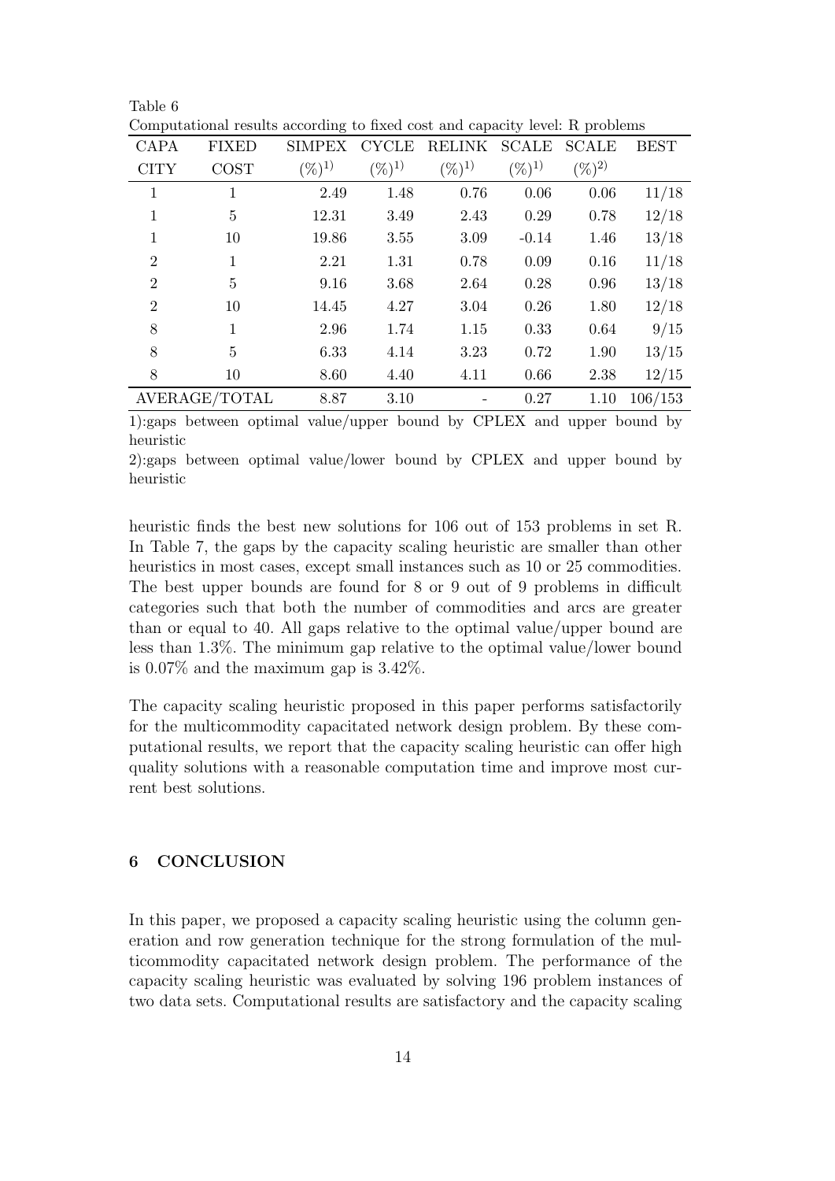Table 6
Computational results according to fixed cost and capacity level: R problems

| CAPA CITY | FIXED COST | SIMPEX $(\%)^{1)}$ | CYCLE $(\%)^{1)}$ | RELINK $(\%)^{1)}$ | SCALE $(\%)^{1)}$ | SCALE $(\%)^{2)}$ | BEST |
|---|---|---|---|---|---|---|---|
| 1 | 1 | 2.49 | 1.48 | 0.76 | 0.06 | 0.06 | 11/18 |
| 1 | 5 | 12.31 | 3.49 | 2.43 | 0.29 | 0.78 | 12/18 |
| 1 | 10 | 19.86 | 3.55 | 3.09 | -0.14 | 1.46 | 13/18 |
| 2 | 1 | 2.21 | 1.31 | 0.78 | 0.09 | 0.16 | 11/18 |
| 2 | 5 | 9.16 | 3.68 | 2.64 | 0.28 | 0.96 | 13/18 |
| 2 | 10 | 14.45 | 4.27 | 3.04 | 0.26 | 1.80 | 12/18 |
| 8 | 1 | 2.96 | 1.74 | 1.15 | 0.33 | 0.64 | 9/15 |
| 8 | 5 | 6.33 | 4.14 | 3.23 | 0.72 | 1.90 | 13/15 |
| 8 | 10 | 8.60 | 4.40 | 4.11 | 0.66 | 2.38 | 12/15 |
| AVERAGE/TOTAL | | 8.87 | 3.10 | - | 0.27 | 1.10 | 106/153 |

1):gaps between optimal value/upper bound by CPLEX and upper bound by heuristic

2):gaps between optimal value/lower bound by CPLEX and upper bound by heuristic

heuristic finds the best new solutions for 106 out of 153 problems in set R. In Table 7, the gaps by the capacity scaling heuristic are smaller than other heuristics in most cases, except small instances such as 10 or 25 commodities. The best upper bounds are found for 8 or 9 out of 9 problems in difficult categories such that both the number of commodities and arcs are greater than or equal to 40. All gaps relative to the optimal value/upper bound are less than 1.3%. The minimum gap relative to the optimal value/lower bound is 0.07% and the maximum gap is 3.42%.

The capacity scaling heuristic proposed in this paper performs satisfactorily for the multicommodity capacitated network design problem. By these computational results, we report that the capacity scaling heuristic can offer high quality solutions with a reasonable computation time and improve most current best solutions.

## 6 CONCLUSION

In this paper, we proposed a capacity scaling heuristic using the column generation and row generation technique for the strong formulation of the multicommodity capacitated network design problem. The performance of the capacity scaling heuristic was evaluated by solving 196 problem instances of two data sets. Computational results are satisfactory and the capacity scaling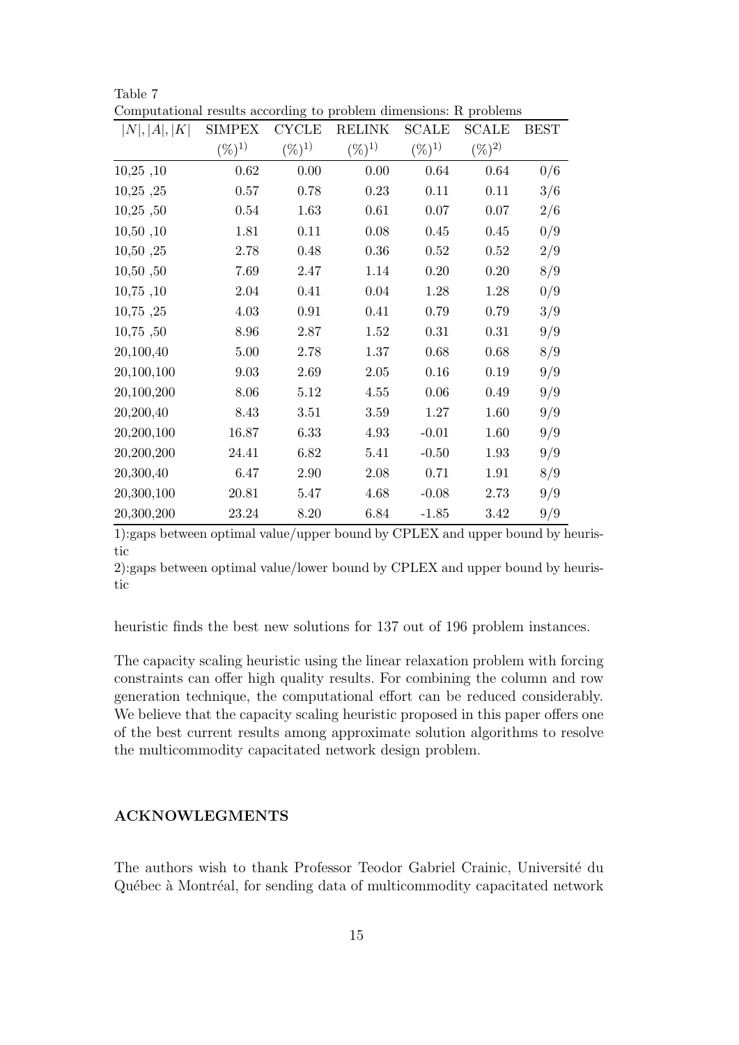Table 7
Computational results according to problem dimensions: R problems

| $\|N\|, \|A\|, \|K\|$ | SIMPEX $(\%)^{1)}$ | CYCLE $(\%)^{1)}$ | RELINK $(\%)^{1)}$ | SCALE $(\%)^{1)}$ | SCALE $(\%)^{2)}$ | BEST |
|---|---|---|---|---|---|---|
| 10,25 ,10 | 0.62 | 0.00 | 0.00 | 0.64 | 0.64 | 0/6 |
| 10,25 ,25 | 0.57 | 0.78 | 0.23 | 0.11 | 0.11 | 3/6 |
| 10,25 ,50 | 0.54 | 1.63 | 0.61 | 0.07 | 0.07 | 2/6 |
| 10,50 ,10 | 1.81 | 0.11 | 0.08 | 0.45 | 0.45 | 0/9 |
| 10,50 ,25 | 2.78 | 0.48 | 0.36 | 0.52 | 0.52 | 2/9 |
| 10,50 ,50 | 7.69 | 2.47 | 1.14 | 0.20 | 0.20 | 8/9 |
| 10,75 ,10 | 2.04 | 0.41 | 0.04 | 1.28 | 1.28 | 0/9 |
| 10,75 ,25 | 4.03 | 0.91 | 0.41 | 0.79 | 0.79 | 3/9 |
| 10,75 ,50 | 8.96 | 2.87 | 1.52 | 0.31 | 0.31 | 9/9 |
| 20,100,40 | 5.00 | 2.78 | 1.37 | 0.68 | 0.68 | 8/9 |
| 20,100,100 | 9.03 | 2.69 | 2.05 | 0.16 | 0.19 | 9/9 |
| 20,100,200 | 8.06 | 5.12 | 4.55 | 0.06 | 0.49 | 9/9 |
| 20,200,40 | 8.43 | 3.51 | 3.59 | 1.27 | 1.60 | 9/9 |
| 20,200,100 | 16.87 | 6.33 | 4.93 | -0.01 | 1.60 | 9/9 |
| 20,200,200 | 24.41 | 6.82 | 5.41 | -0.50 | 1.93 | 9/9 |
| 20,300,40 | 6.47 | 2.90 | 2.08 | 0.71 | 1.91 | 8/9 |
| 20,300,100 | 20.81 | 5.47 | 4.68 | -0.08 | 2.73 | 9/9 |
| 20,300,200 | 23.24 | 8.20 | 6.84 | -1.85 | 3.42 | 9/9 |

1):gaps between optimal value/upper bound by CPLEX and upper bound by heuristic

2):gaps between optimal value/lower bound by CPLEX and upper bound by heuristic

heuristic finds the best new solutions for 137 out of 196 problem instances.

The capacity scaling heuristic using the linear relaxation problem with forcing constraints can offer high quality results. For combining the column and row generation technique, the computational effort can be reduced considerably. We believe that the capacity scaling heuristic proposed in this paper offers one of the best current results among approximate solution algorithms to resolve the multicommodity capacitated network design problem.

## ACKNOWLEGMENTS

The authors wish to thank Professor Teodor Gabriel Crainic, Université du Québec à Montréal, for sending data of multicommodity capacitated network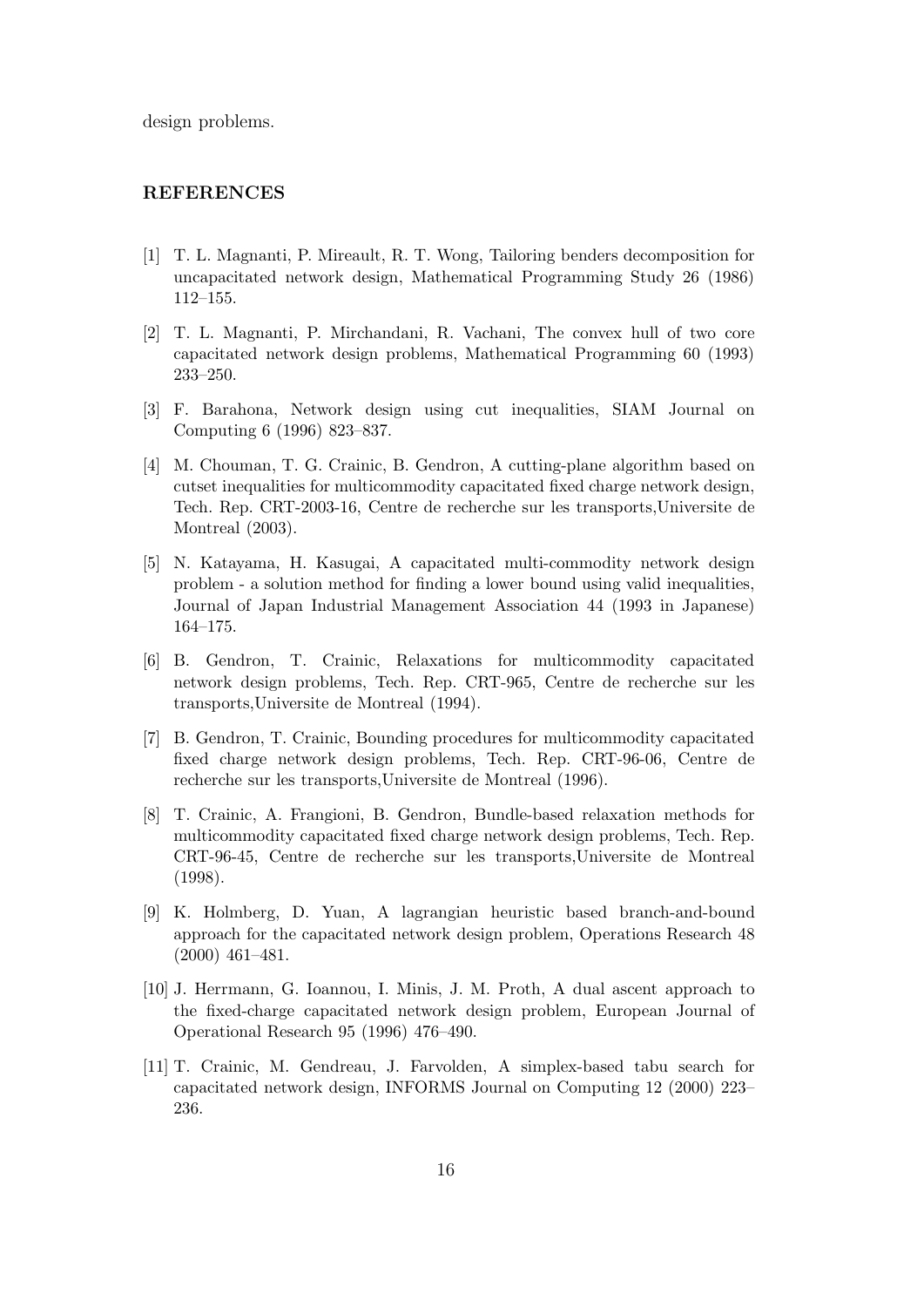design problems.

## REFERENCES

[1] T. L. Magnanti, P. Mireault, R. T. Wong, Tailoring benders decomposition for uncapacitated network design, Mathematical Programming Study 26 (1986) 112–155.

[2] T. L. Magnanti, P. Mirchandani, R. Vachani, The convex hull of two core capacitated network design problems, Mathematical Programming 60 (1993) 233–250.

[3] F. Barahona, Network design using cut inequalities, SIAM Journal on Computing 6 (1996) 823–837.

[4] M. Chouman, T. G. Crainic, B. Gendron, A cutting-plane algorithm based on cutset inequalities for multicommodity capacitated fixed charge network design, Tech. Rep. CRT-2003-16, Centre de recherche sur les transports,Universite de Montreal (2003).

[5] N. Katayama, H. Kasugai, A capacitated multi-commodity network design problem - a solution method for finding a lower bound using valid inequalities, Journal of Japan Industrial Management Association 44 (1993 in Japanese) 164–175.

[6] B. Gendron, T. Crainic, Relaxations for multicommodity capacitated network design problems, Tech. Rep. CRT-965, Centre de recherche sur les transports,Universite de Montreal (1994).

[7] B. Gendron, T. Crainic, Bounding procedures for multicommodity capacitated fixed charge network design problems, Tech. Rep. CRT-96-06, Centre de recherche sur les transports,Universite de Montreal (1996).

[8] T. Crainic, A. Frangioni, B. Gendron, Bundle-based relaxation methods for multicommodity capacitated fixed charge network design problems, Tech. Rep. CRT-96-45, Centre de recherche sur les transports,Universite de Montreal (1998).

[9] K. Holmberg, D. Yuan, A lagrangian heuristic based branch-and-bound approach for the capacitated network design problem, Operations Research 48 (2000) 461–481.

[10] J. Herrmann, G. Ioannou, I. Minis, J. M. Proth, A dual ascent approach to the fixed-charge capacitated network design problem, European Journal of Operational Research 95 (1996) 476–490.

[11] T. Crainic, M. Gendreau, J. Farvolden, A simplex-based tabu search for capacitated network design, INFORMS Journal on Computing 12 (2000) 223–236.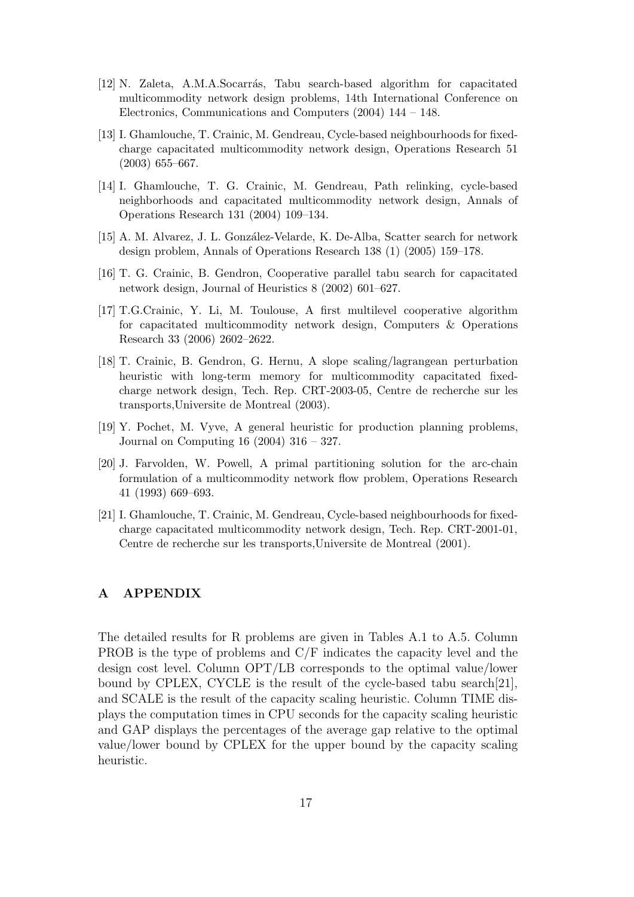[12] N. Zaleta, A.M.A.Socarrás, Tabu search-based algorithm for capacitated multicommodity network design problems, 14th International Conference on Electronics, Communications and Computers (2004) 144 – 148.

[13] I. Ghamlouche, T. Crainic, M. Gendreau, Cycle-based neighbourhoods for fixed-charge capacitated multicommodity network design, Operations Research 51 (2003) 655–667.

[14] I. Ghamlouche, T. G. Crainic, M. Gendreau, Path relinking, cycle-based neighborhoods and capacitated multicommodity network design, Annals of Operations Research 131 (2004) 109–134.

[15] A. M. Alvarez, J. L. González-Velarde, K. De-Alba, Scatter search for network design problem, Annals of Operations Research 138 (1) (2005) 159–178.

[16] T. G. Crainic, B. Gendron, Cooperative parallel tabu search for capacitated network design, Journal of Heuristics 8 (2002) 601–627.

[17] T.G.Crainic, Y. Li, M. Toulouse, A first multilevel cooperative algorithm for capacitated multicommodity network design, Computers & Operations Research 33 (2006) 2602–2622.

[18] T. Crainic, B. Gendron, G. Hernu, A slope scaling/lagrangean perturbation heuristic with long-term memory for multicommodity capacitated fixed-charge network design, Tech. Rep. CRT-2003-05, Centre de recherche sur les transports,Universite de Montreal (2003).

[19] Y. Pochet, M. Vyve, A general heuristic for production planning problems, Journal on Computing 16 (2004) 316 – 327.

[20] J. Farvolden, W. Powell, A primal partitioning solution for the arc-chain formulation of a multicommodity network flow problem, Operations Research 41 (1993) 669–693.

[21] I. Ghamlouche, T. Crainic, M. Gendreau, Cycle-based neighbourhoods for fixed-charge capacitated multicommodity network design, Tech. Rep. CRT-2001-01, Centre de recherche sur les transports,Universite de Montreal (2001).

# A APPENDIX

The detailed results for R problems are given in Tables A.1 to A.5. Column PROB is the type of problems and C/F indicates the capacity level and the design cost level. Column OPT/LB corresponds to the optimal value/lower bound by CPLEX, CYCLE is the result of the cycle-based tabu search[21], and SCALE is the result of the capacity scaling heuristic. Column TIME displays the computation times in CPU seconds for the capacity scaling heuristic and GAP displays the percentages of the average gap relative to the optimal value/lower bound by CPLEX for the upper bound by the capacity scaling heuristic.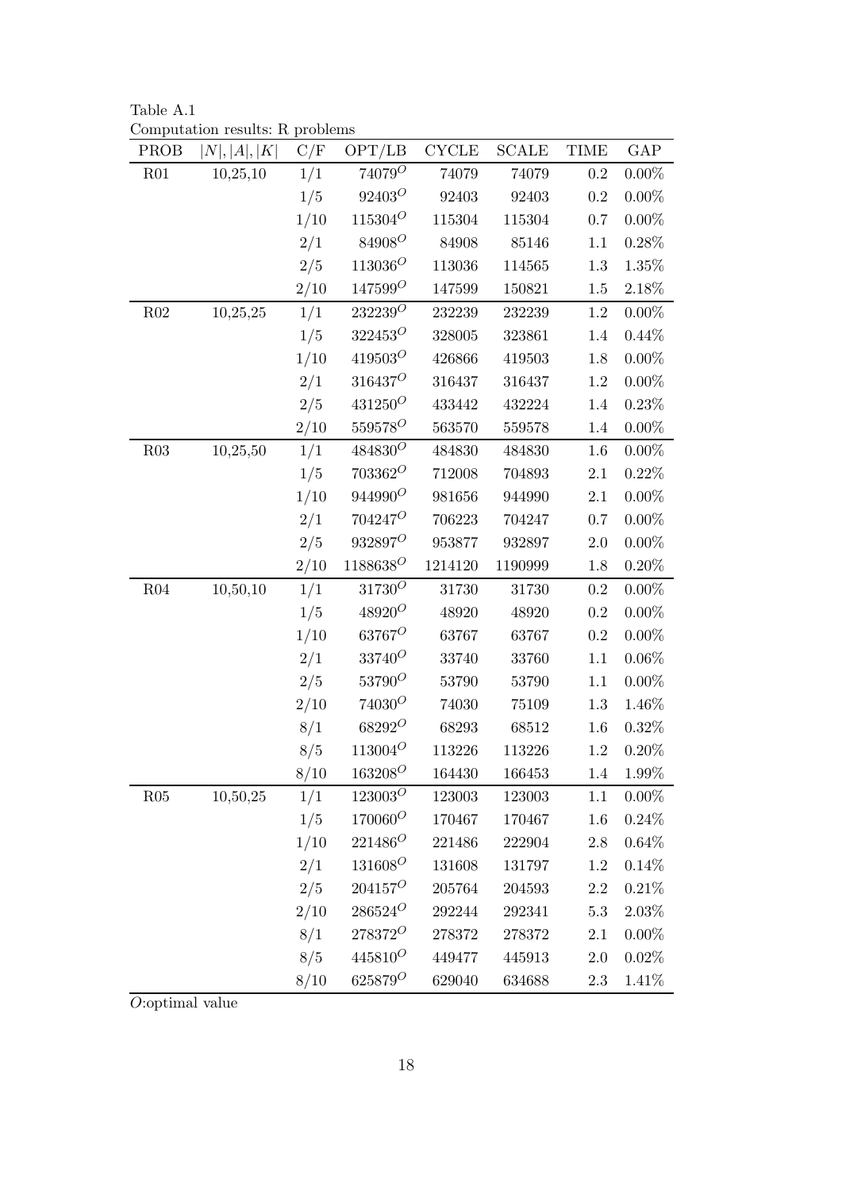Table A.1
Computation results: R problems

| PROB | $\|N\|,\|A\|,\|K\|$ | C/F | OPT/LB | CYCLE | SCALE | TIME | GAP |
|---|---|---|---|---|---|---|---|
| R01 | 10,25,10 | 1/1 | $74079^O$ | 74079 | 74079 | 0.2 | 0.00% |
| | | 1/5 | $92403^O$ | 92403 | 92403 | 0.2 | 0.00% |
| | | 1/10 | $115304^O$ | 115304 | 115304 | 0.7 | 0.00% |
| | | 2/1 | $84908^O$ | 84908 | 85146 | 1.1 | 0.28% |
| | | 2/5 | $113036^O$ | 113036 | 114565 | 1.3 | 1.35% |
| | | 2/10 | $147599^O$ | 147599 | 150821 | 1.5 | 2.18% |
| R02 | 10,25,25 | 1/1 | $232239^O$ | 232239 | 232239 | 1.2 | 0.00% |
| | | 1/5 | $322453^O$ | 328005 | 323861 | 1.4 | 0.44% |
| | | 1/10 | $419503^O$ | 426866 | 419503 | 1.8 | 0.00% |
| | | 2/1 | $316437^O$ | 316437 | 316437 | 1.2 | 0.00% |
| | | 2/5 | $431250^O$ | 433442 | 432224 | 1.4 | 0.23% |
| | | 2/10 | $559578^O$ | 563570 | 559578 | 1.4 | 0.00% |
| R03 | 10,25,50 | 1/1 | $484830^O$ | 484830 | 484830 | 1.6 | 0.00% |
| | | 1/5 | $703362^O$ | 712008 | 704893 | 2.1 | 0.22% |
| | | 1/10 | $944990^O$ | 981656 | 944990 | 2.1 | 0.00% |
| | | 2/1 | $704247^O$ | 706223 | 704247 | 0.7 | 0.00% |
| | | 2/5 | $932897^O$ | 953877 | 932897 | 2.0 | 0.00% |
| | | 2/10 | $1188638^O$ | 1214120 | 1190999 | 1.8 | 0.20% |
| R04 | 10,50,10 | 1/1 | $31730^O$ | 31730 | 31730 | 0.2 | 0.00% |
| | | 1/5 | $48920^O$ | 48920 | 48920 | 0.2 | 0.00% |
| | | 1/10 | $63767^O$ | 63767 | 63767 | 0.2 | 0.00% |
| | | 2/1 | $33740^O$ | 33740 | 33760 | 1.1 | 0.06% |
| | | 2/5 | $53790^O$ | 53790 | 53790 | 1.1 | 0.00% |
| | | 2/10 | $74030^O$ | 74030 | 75109 | 1.3 | 1.46% |
| | | 8/1 | $68292^O$ | 68293 | 68512 | 1.6 | 0.32% |
| | | 8/5 | $113004^O$ | 113226 | 113226 | 1.2 | 0.20% |
| | | 8/10 | $163208^O$ | 164430 | 166453 | 1.4 | 1.99% |
| R05 | 10,50,25 | 1/1 | $123003^O$ | 123003 | 123003 | 1.1 | 0.00% |
| | | 1/5 | $170060^O$ | 170467 | 170467 | 1.6 | 0.24% |
| | | 1/10 | $221486^O$ | 221486 | 222904 | 2.8 | 0.64% |
| | | 2/1 | $131608^O$ | 131608 | 131797 | 1.2 | 0.14% |
| | | 2/5 | $204157^O$ | 205764 | 204593 | 2.2 | 0.21% |
| | | 2/10 | $286524^O$ | 292244 | 292341 | 5.3 | 2.03% |
| | | 8/1 | $278372^O$ | 278372 | 278372 | 2.1 | 0.00% |
| | | 8/5 | $445810^O$ | 449477 | 445913 | 2.0 | 0.02% |
| | | 8/10 | $625879^O$ | 629040 | 634688 | 2.3 | 1.41% |

$O$:optimal value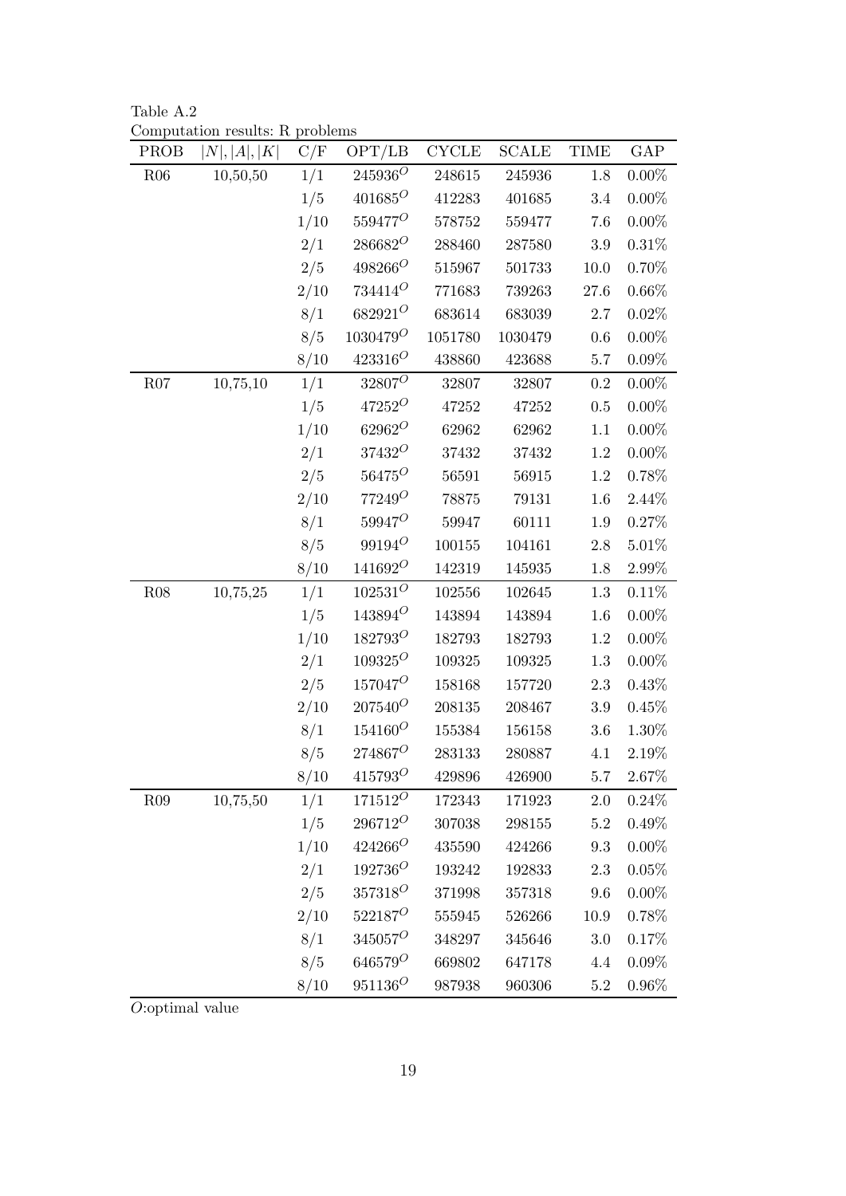Table A.2
Computation results: R problems

| PROB | $\lvert N\rvert, \lvert A\rvert, \lvert K\rvert$ | C/F | OPT/LB | CYCLE | SCALE | TIME | GAP |
|---|---|---|---|---|---|---|---|
| R06 | 10,50,50 | 1/1 | $245936^O$ | 248615 | 245936 | 1.8 | 0.00% |
| | | 1/5 | $401685^O$ | 412283 | 401685 | 3.4 | 0.00% |
| | | 1/10 | $559477^O$ | 578752 | 559477 | 7.6 | 0.00% |
| | | 2/1 | $286682^O$ | 288460 | 287580 | 3.9 | 0.31% |
| | | 2/5 | $498266^O$ | 515967 | 501733 | 10.0 | 0.70% |
| | | 2/10 | $734414^O$ | 771683 | 739263 | 27.6 | 0.66% |
| | | 8/1 | $682921^O$ | 683614 | 683039 | 2.7 | 0.02% |
| | | 8/5 | $1030479^O$ | 1051780 | 1030479 | 0.6 | 0.00% |
| | | 8/10 | $423316^O$ | 438860 | 423688 | 5.7 | 0.09% |
| R07 | 10,75,10 | 1/1 | $32807^O$ | 32807 | 32807 | 0.2 | 0.00% |
| | | 1/5 | $47252^O$ | 47252 | 47252 | 0.5 | 0.00% |
| | | 1/10 | $62962^O$ | 62962 | 62962 | 1.1 | 0.00% |
| | | 2/1 | $37432^O$ | 37432 | 37432 | 1.2 | 0.00% |
| | | 2/5 | $56475^O$ | 56591 | 56915 | 1.2 | 0.78% |
| | | 2/10 | $77249^O$ | 78875 | 79131 | 1.6 | 2.44% |
| | | 8/1 | $59947^O$ | 59947 | 60111 | 1.9 | 0.27% |
| | | 8/5 | $99194^O$ | 100155 | 104161 | 2.8 | 5.01% |
| | | 8/10 | $141692^O$ | 142319 | 145935 | 1.8 | 2.99% |
| R08 | 10,75,25 | 1/1 | $102531^O$ | 102556 | 102645 | 1.3 | 0.11% |
| | | 1/5 | $143894^O$ | 143894 | 143894 | 1.6 | 0.00% |
| | | 1/10 | $182793^O$ | 182793 | 182793 | 1.2 | 0.00% |
| | | 2/1 | $109325^O$ | 109325 | 109325 | 1.3 | 0.00% |
| | | 2/5 | $157047^O$ | 158168 | 157720 | 2.3 | 0.43% |
| | | 2/10 | $207540^O$ | 208135 | 208467 | 3.9 | 0.45% |
| | | 8/1 | $154160^O$ | 155384 | 156158 | 3.6 | 1.30% |
| | | 8/5 | $274867^O$ | 283133 | 280887 | 4.1 | 2.19% |
| | | 8/10 | $415793^O$ | 429896 | 426900 | 5.7 | 2.67% |
| R09 | 10,75,50 | 1/1 | $171512^O$ | 172343 | 171923 | 2.0 | 0.24% |
| | | 1/5 | $296712^O$ | 307038 | 298155 | 5.2 | 0.49% |
| | | 1/10 | $424266^O$ | 435590 | 424266 | 9.3 | 0.00% |
| | | 2/1 | $192736^O$ | 193242 | 192833 | 2.3 | 0.05% |
| | | 2/5 | $357318^O$ | 371998 | 357318 | 9.6 | 0.00% |
| | | 2/10 | $522187^O$ | 555945 | 526266 | 10.9 | 0.78% |
| | | 8/1 | $345057^O$ | 348297 | 345646 | 3.0 | 0.17% |
| | | 8/5 | $646579^O$ | 669802 | 647178 | 4.4 | 0.09% |
| | | 8/10 | $951136^O$ | 987938 | 960306 | 5.2 | 0.96% |

$O$:optimal value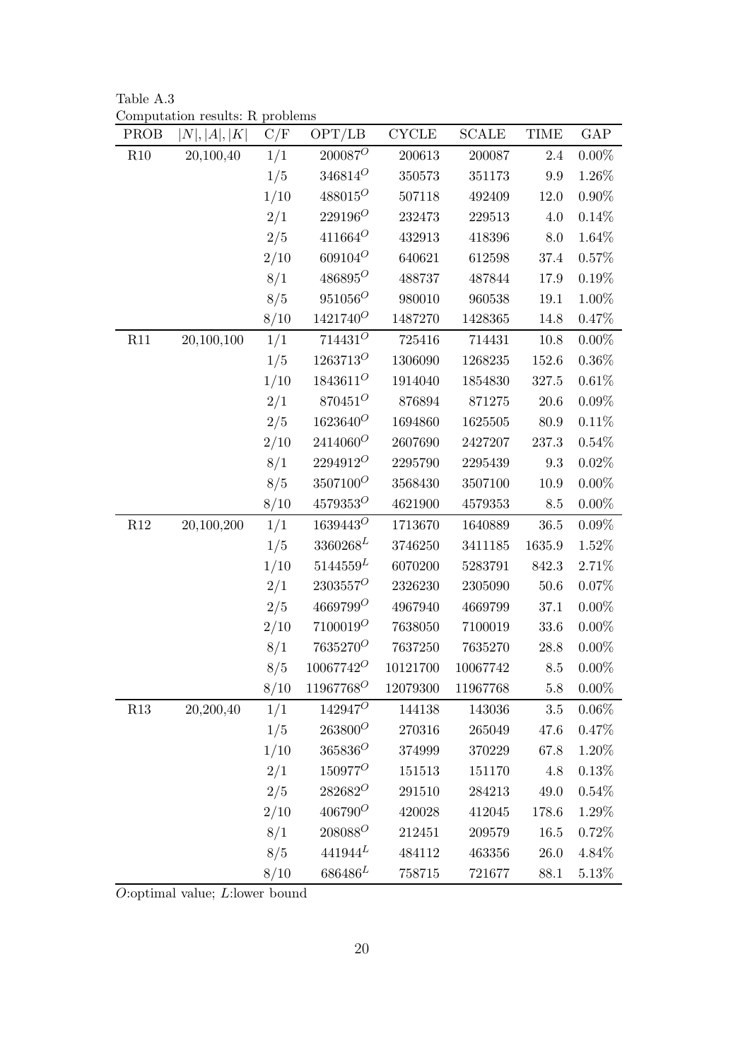Table A.3
Computation results: R problems

| PROB | $\|N\|, \|A\|, \|K\|$ | C/F | OPT/LB | CYCLE | SCALE | TIME | GAP |
|---|---|---|---|---|---|---|---|
| R10 | 20,100,40 | 1/1 | $200087^{O}$ | 200613 | 200087 | 2.4 | 0.00% |
| | | 1/5 | $346814^{O}$ | 350573 | 351173 | 9.9 | 1.26% |
| | | 1/10 | $488015^{O}$ | 507118 | 492409 | 12.0 | 0.90% |
| | | 2/1 | $229196^{O}$ | 232473 | 229513 | 4.0 | 0.14% |
| | | 2/5 | $411664^{O}$ | 432913 | 418396 | 8.0 | 1.64% |
| | | 2/10 | $609104^{O}$ | 640621 | 612598 | 37.4 | 0.57% |
| | | 8/1 | $486895^{O}$ | 488737 | 487844 | 17.9 | 0.19% |
| | | 8/5 | $951056^{O}$ | 980010 | 960538 | 19.1 | 1.00% |
| | | 8/10 | $1421740^{O}$ | 1487270 | 1428365 | 14.8 | 0.47% |
| R11 | 20,100,100 | 1/1 | $714431^{O}$ | 725416 | 714431 | 10.8 | 0.00% |
| | | 1/5 | $1263713^{O}$ | 1306090 | 1268235 | 152.6 | 0.36% |
| | | 1/10 | $1843611^{O}$ | 1914040 | 1854830 | 327.5 | 0.61% |
| | | 2/1 | $870451^{O}$ | 876894 | 871275 | 20.6 | 0.09% |
| | | 2/5 | $1623640^{O}$ | 1694860 | 1625505 | 80.9 | 0.11% |
| | | 2/10 | $2414060^{O}$ | 2607690 | 2427207 | 237.3 | 0.54% |
| | | 8/1 | $2294912^{O}$ | 2295790 | 2295439 | 9.3 | 0.02% |
| | | 8/5 | $3507100^{O}$ | 3568430 | 3507100 | 10.9 | 0.00% |
| | | 8/10 | $4579353^{O}$ | 4621900 | 4579353 | 8.5 | 0.00% |
| R12 | 20,100,200 | 1/1 | $1639443^{O}$ | 1713670 | 1640889 | 36.5 | 0.09% |
| | | 1/5 | $3360268^{L}$ | 3746250 | 3411185 | 1635.9 | 1.52% |
| | | 1/10 | $5144559^{L}$ | 6070200 | 5283791 | 842.3 | 2.71% |
| | | 2/1 | $2303557^{O}$ | 2326230 | 2305090 | 50.6 | 0.07% |
| | | 2/5 | $4669799^{O}$ | 4967940 | 4669799 | 37.1 | 0.00% |
| | | 2/10 | $7100019^{O}$ | 7638050 | 7100019 | 33.6 | 0.00% |
| | | 8/1 | $7635270^{O}$ | 7637250 | 7635270 | 28.8 | 0.00% |
| | | 8/5 | $10067742^{O}$ | 10121700 | 10067742 | 8.5 | 0.00% |
| | | 8/10 | $11967768^{O}$ | 12079300 | 11967768 | 5.8 | 0.00% |
| R13 | 20,200,40 | 1/1 | $142947^{O}$ | 144138 | 143036 | 3.5 | 0.06% |
| | | 1/5 | $263800^{O}$ | 270316 | 265049 | 47.6 | 0.47% |
| | | 1/10 | $365836^{O}$ | 374999 | 370229 | 67.8 | 1.20% |
| | | 2/1 | $150977^{O}$ | 151513 | 151170 | 4.8 | 0.13% |
| | | 2/5 | $282682^{O}$ | 291510 | 284213 | 49.0 | 0.54% |
| | | 2/10 | $406790^{O}$ | 420028 | 412045 | 178.6 | 1.29% |
| | | 8/1 | $208088^{O}$ | 212451 | 209579 | 16.5 | 0.72% |
| | | 8/5 | $441944^{L}$ | 484112 | 463356 | 26.0 | 4.84% |
| | | 8/10 | $686486^{L}$ | 758715 | 721677 | 88.1 | 5.13% |

$O$:optimal value; $L$:lower bound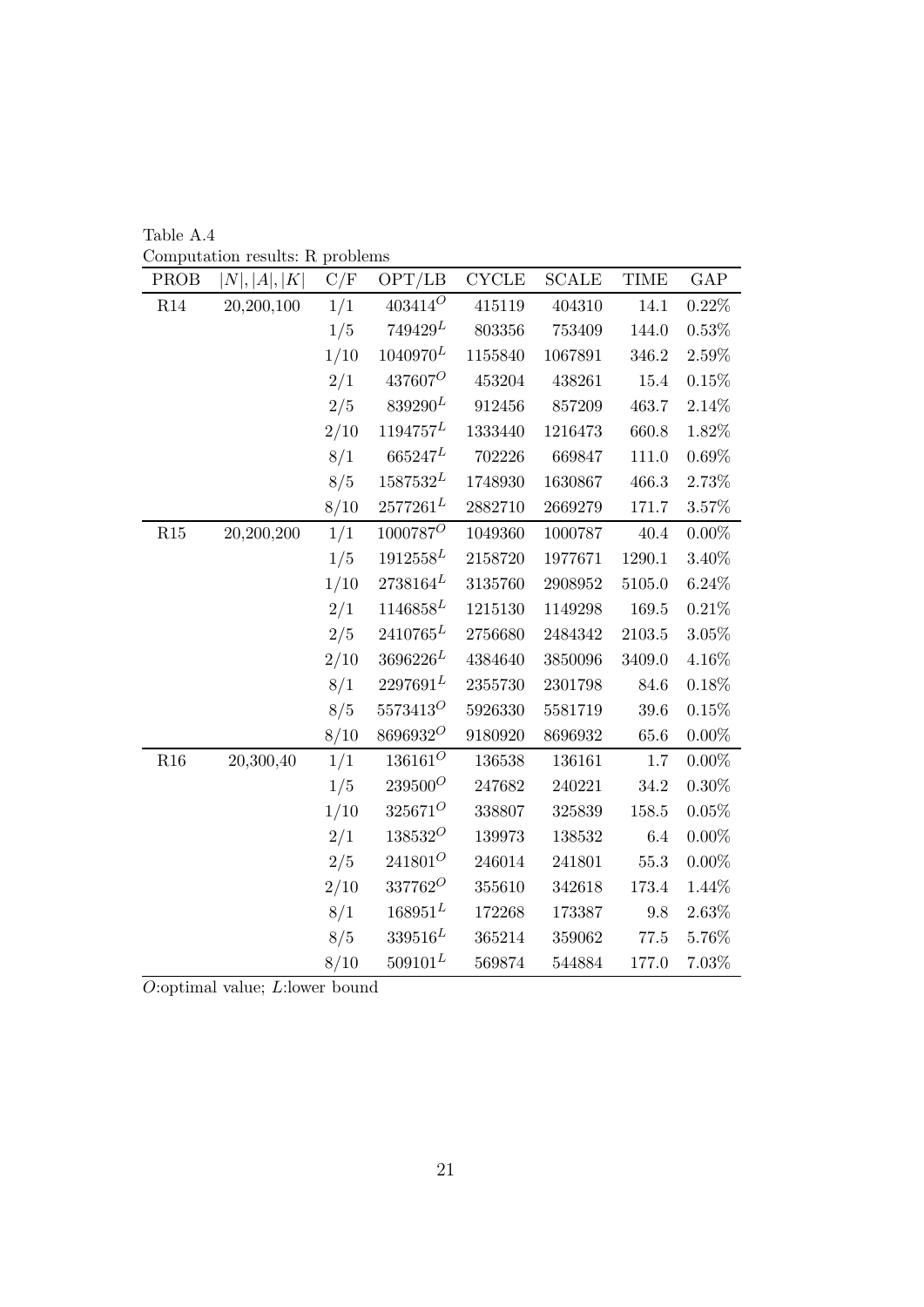Table A.4

Computation results: R problems

| PROB | $\lvert N\rvert, \lvert A\rvert, \lvert K\rvert$ | C/F | OPT/LB | CYCLE | SCALE | TIME | GAP |
|---|---|---|---|---|---|---|---|
| R14 | 20,200,100 | 1/1 | $403414^O$ | 415119 | 404310 | 14.1 | 0.22% |
| | | 1/5 | $749429^L$ | 803356 | 753409 | 144.0 | 0.53% |
| | | 1/10 | $1040970^L$ | 1155840 | 1067891 | 346.2 | 2.59% |
| | | 2/1 | $437607^O$ | 453204 | 438261 | 15.4 | 0.15% |
| | | 2/5 | $839290^L$ | 912456 | 857209 | 463.7 | 2.14% |
| | | 2/10 | $1194757^L$ | 1333440 | 1216473 | 660.8 | 1.82% |
| | | 8/1 | $665247^L$ | 702226 | 669847 | 111.0 | 0.69% |
| | | 8/5 | $1587532^L$ | 1748930 | 1630867 | 466.3 | 2.73% |
| | | 8/10 | $2577261^L$ | 2882710 | 2669279 | 171.7 | 3.57% |
| R15 | 20,200,200 | 1/1 | $1000787^O$ | 1049360 | 1000787 | 40.4 | 0.00% |
| | | 1/5 | $1912558^L$ | 2158720 | 1977671 | 1290.1 | 3.40% |
| | | 1/10 | $2738164^L$ | 3135760 | 2908952 | 5105.0 | 6.24% |
| | | 2/1 | $1146858^L$ | 1215130 | 1149298 | 169.5 | 0.21% |
| | | 2/5 | $2410765^L$ | 2756680 | 2484342 | 2103.5 | 3.05% |
| | | 2/10 | $3696226^L$ | 4384640 | 3850096 | 3409.0 | 4.16% |
| | | 8/1 | $2297691^L$ | 2355730 | 2301798 | 84.6 | 0.18% |
| | | 8/5 | $5573413^O$ | 5926330 | 5581719 | 39.6 | 0.15% |
| | | 8/10 | $8696932^O$ | 9180920 | 8696932 | 65.6 | 0.00% |
| R16 | 20,300,40 | 1/1 | $136161^O$ | 136538 | 136161 | 1.7 | 0.00% |
| | | 1/5 | $239500^O$ | 247682 | 240221 | 34.2 | 0.30% |
| | | 1/10 | $325671^O$ | 338807 | 325839 | 158.5 | 0.05% |
| | | 2/1 | $138532^O$ | 139973 | 138532 | 6.4 | 0.00% |
| | | 2/5 | $241801^O$ | 246014 | 241801 | 55.3 | 0.00% |
| | | 2/10 | $337762^O$ | 355610 | 342618 | 173.4 | 1.44% |
| | | 8/1 | $168951^L$ | 172268 | 173387 | 9.8 | 2.63% |
| | | 8/5 | $339516^L$ | 365214 | 359062 | 77.5 | 5.76% |
| | | 8/10 | $509101^L$ | 569874 | 544884 | 177.0 | 7.03% |

*O*:optimal value; *L*:lower bound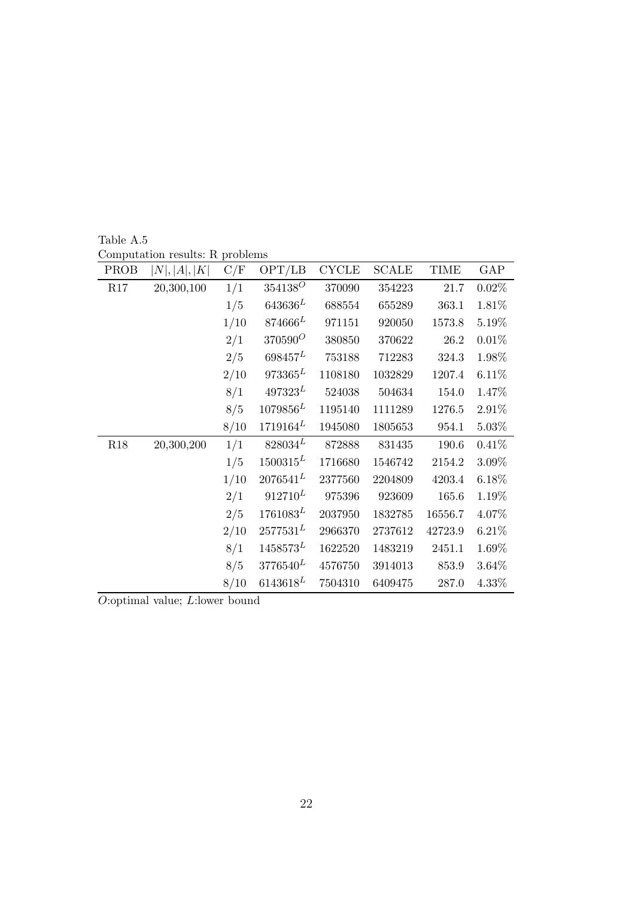Table A.5
Computation results: R problems

| PROB | $\|N\|,\|A\|,\|K\|$ | C/F | OPT/LB | CYCLE | SCALE | TIME | GAP |
|---|---|---|---|---|---|---|---|
| R17 | 20,300,100 | 1/1 | $354138^O$ | 370090 | 354223 | 21.7 | 0.02% |
| | | 1/5 | $643636^L$ | 688554 | 655289 | 363.1 | 1.81% |
| | | 1/10 | $874666^L$ | 971151 | 920050 | 1573.8 | 5.19% |
| | | 2/1 | $370590^O$ | 380850 | 370622 | 26.2 | 0.01% |
| | | 2/5 | $698457^L$ | 753188 | 712283 | 324.3 | 1.98% |
| | | 2/10 | $973365^L$ | 1108180 | 1032829 | 1207.4 | 6.11% |
| | | 8/1 | $497323^L$ | 524038 | 504634 | 154.0 | 1.47% |
| | | 8/5 | $1079856^L$ | 1195140 | 1111289 | 1276.5 | 2.91% |
| | | 8/10 | $1719164^L$ | 1945080 | 1805653 | 954.1 | 5.03% |
| R18 | 20,300,200 | 1/1 | $828034^L$ | 872888 | 831435 | 190.6 | 0.41% |
| | | 1/5 | $1500315^L$ | 1716680 | 1546742 | 2154.2 | 3.09% |
| | | 1/10 | $2076541^L$ | 2377560 | 2204809 | 4203.4 | 6.18% |
| | | 2/1 | $912710^L$ | 975396 | 923609 | 165.6 | 1.19% |
| | | 2/5 | $1761083^L$ | 2037950 | 1832785 | 16556.7 | 4.07% |
| | | 2/10 | $2577531^L$ | 2966370 | 2737612 | 42723.9 | 6.21% |
| | | 8/1 | $1458573^L$ | 1622520 | 1483219 | 2451.1 | 1.69% |
| | | 8/5 | $3776540^L$ | 4576750 | 3914013 | 853.9 | 3.64% |
| | | 8/10 | $6143618^L$ | 7504310 | 6409475 | 287.0 | 4.33% |

$O$:optimal value; $L$:lower bound